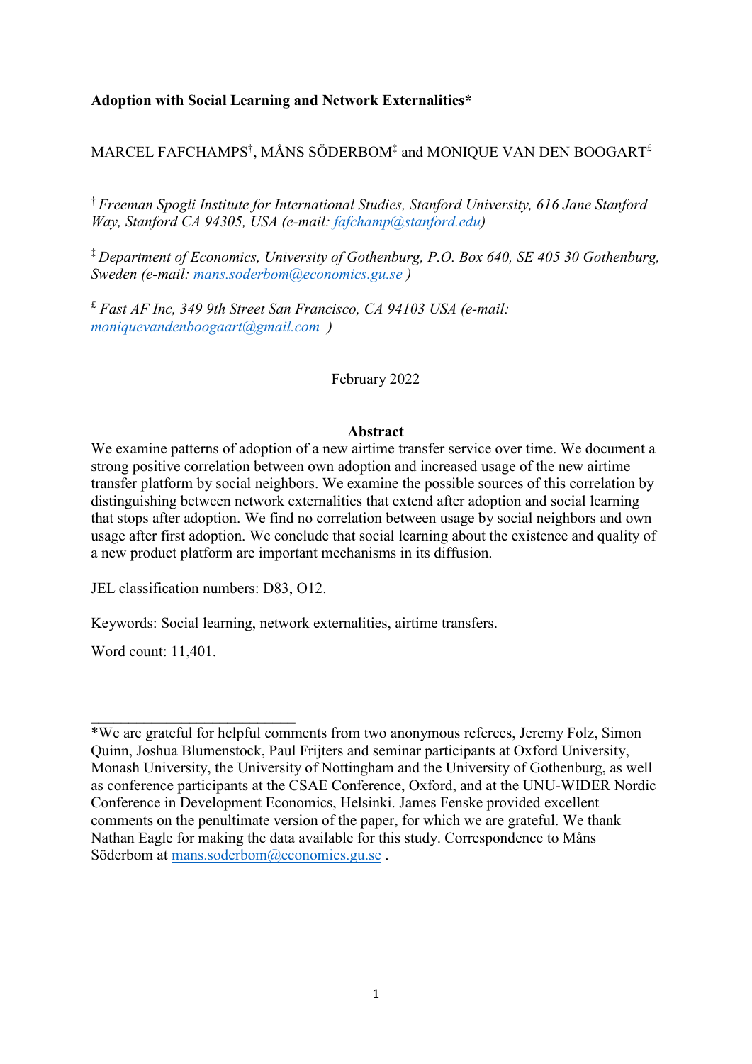**Adoption with Social Learning and Network Externalities***

MARCEL FAFCHAMPS[†], MÅNS SÖDERBOM[‡] and MONIQUE VAN DEN BOOGART[£]

[†] *Freeman Spogli Institute for International Studies, Stanford University, 616 Jane Stanford Way, Stanford CA 94305, USA (e-mail: fafchamp@stanford.edu)*

[‡] *Department of Economics, University of Gothenburg, P.O. Box 640, SE 405 30 Gothenburg, Sweden (e-mail: mans.soderbom@economics.gu.se )*

[£] *Fast AF Inc, 349 9th Street San Francisco, CA 94103 USA (e-mail: moniquevandenboogaart@gmail.com )*

February 2022

**Abstract**

We examine patterns of adoption of a new airtime transfer service over time. We document a strong positive correlation between own adoption and increased usage of the new airtime transfer platform by social neighbors. We examine the possible sources of this correlation by distinguishing between network externalities that extend after adoption and social learning that stops after adoption. We find no correlation between usage by social neighbors and own usage after first adoption. We conclude that social learning about the existence and quality of a new product platform are important mechanisms in its diffusion.

JEL classification numbers: D83, O12.

Keywords: Social learning, network externalities, airtime transfers.

Word count: 11,401.

---

*We are grateful for helpful comments from two anonymous referees, Jeremy Folz, Simon Quinn, Joshua Blumenstock, Paul Frijters and seminar participants at Oxford University, Monash University, the University of Nottingham and the University of Gothenburg, as well as conference participants at the CSAE Conference, Oxford, and at the UNU-WIDER Nordic Conference in Development Economics, Helsinki. James Fenske provided excellent comments on the penultimate version of the paper, for which we are grateful. We thank Nathan Eagle for making the data available for this study. Correspondence to Måns Söderbom at mans.soderbom@economics.gu.se .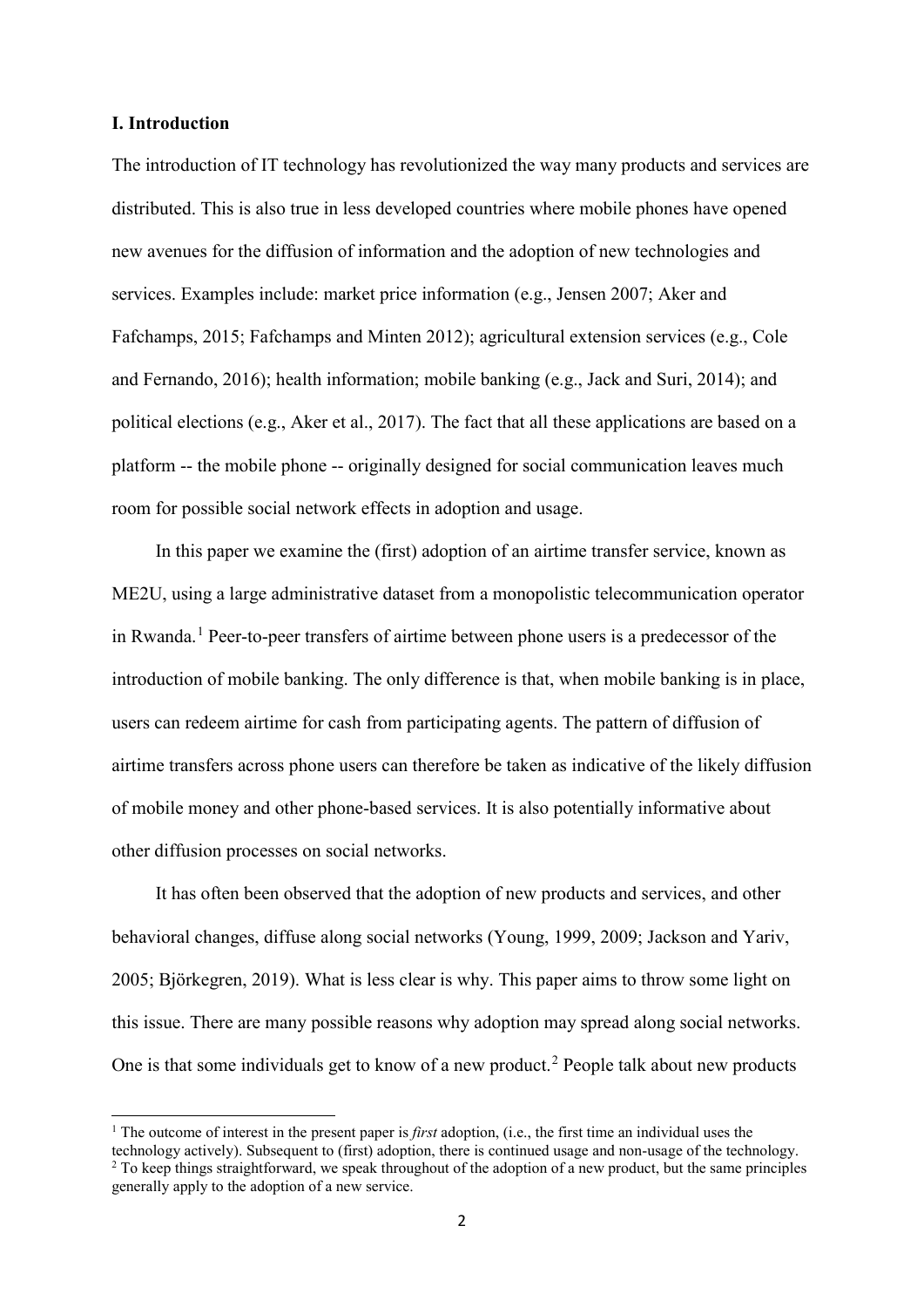## I. Introduction

The introduction of IT technology has revolutionized the way many products and services are distributed. This is also true in less developed countries where mobile phones have opened new avenues for the diffusion of information and the adoption of new technologies and services. Examples include: market price information (e.g., Jensen 2007; Aker and Fafchamps, 2015; Fafchamps and Minten 2012); agricultural extension services (e.g., Cole and Fernando, 2016); health information; mobile banking (e.g., Jack and Suri, 2014); and political elections (e.g., Aker et al., 2017). The fact that all these applications are based on a platform -- the mobile phone -- originally designed for social communication leaves much room for possible social network effects in adoption and usage.

In this paper we examine the (first) adoption of an airtime transfer service, known as ME2U, using a large administrative dataset from a monopolistic telecommunication operator in Rwanda.[1] Peer-to-peer transfers of airtime between phone users is a predecessor of the introduction of mobile banking. The only difference is that, when mobile banking is in place, users can redeem airtime for cash from participating agents. The pattern of diffusion of airtime transfers across phone users can therefore be taken as indicative of the likely diffusion of mobile money and other phone-based services. It is also potentially informative about other diffusion processes on social networks.

It has often been observed that the adoption of new products and services, and other behavioral changes, diffuse along social networks (Young, 1999, 2009; Jackson and Yariv, 2005; Björkegren, 2019). What is less clear is why. This paper aims to throw some light on this issue. There are many possible reasons why adoption may spread along social networks. One is that some individuals get to know of a new product.[2] People talk about new products

[1] The outcome of interest in the present paper is *first* adoption, (i.e., the first time an individual uses the technology actively). Subsequent to (first) adoption, there is continued usage and non-usage of the technology.

[2] To keep things straightforward, we speak throughout of the adoption of a new product, but the same principles generally apply to the adoption of a new service.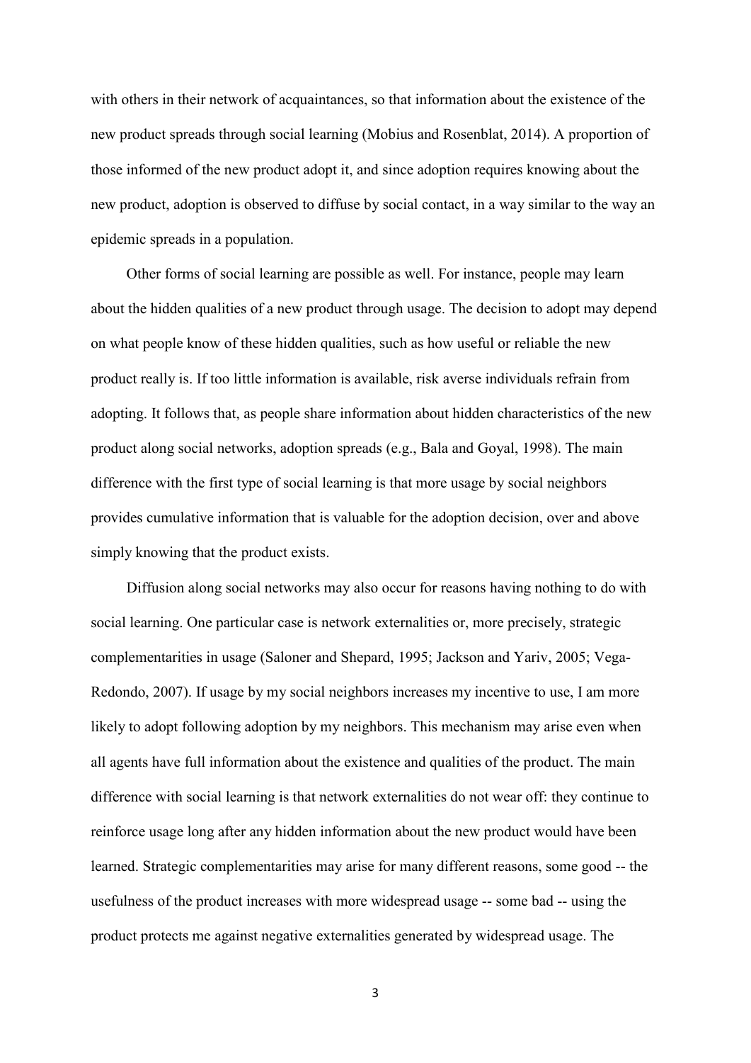with others in their network of acquaintances, so that information about the existence of the new product spreads through social learning (Mobius and Rosenblat, 2014). A proportion of those informed of the new product adopt it, and since adoption requires knowing about the new product, adoption is observed to diffuse by social contact, in a way similar to the way an epidemic spreads in a population.

Other forms of social learning are possible as well. For instance, people may learn about the hidden qualities of a new product through usage. The decision to adopt may depend on what people know of these hidden qualities, such as how useful or reliable the new product really is. If too little information is available, risk averse individuals refrain from adopting. It follows that, as people share information about hidden characteristics of the new product along social networks, adoption spreads (e.g., Bala and Goyal, 1998). The main difference with the first type of social learning is that more usage by social neighbors provides cumulative information that is valuable for the adoption decision, over and above simply knowing that the product exists.

Diffusion along social networks may also occur for reasons having nothing to do with social learning. One particular case is network externalities or, more precisely, strategic complementarities in usage (Saloner and Shepard, 1995; Jackson and Yariv, 2005; Vega-Redondo, 2007). If usage by my social neighbors increases my incentive to use, I am more likely to adopt following adoption by my neighbors. This mechanism may arise even when all agents have full information about the existence and qualities of the product. The main difference with social learning is that network externalities do not wear off: they continue to reinforce usage long after any hidden information about the new product would have been learned. Strategic complementarities may arise for many different reasons, some good -- the usefulness of the product increases with more widespread usage -- some bad -- using the product protects me against negative externalities generated by widespread usage. The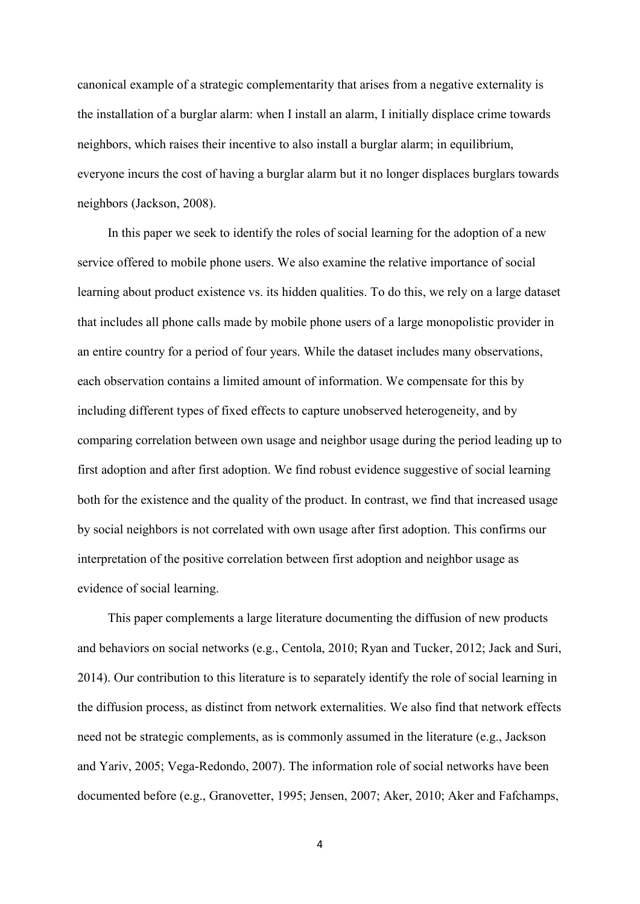canonical example of a strategic complementarity that arises from a negative externality is the installation of a burglar alarm: when I install an alarm, I initially displace crime towards neighbors, which raises their incentive to also install a burglar alarm; in equilibrium, everyone incurs the cost of having a burglar alarm but it no longer displaces burglars towards neighbors (Jackson, 2008).

In this paper we seek to identify the roles of social learning for the adoption of a new service offered to mobile phone users. We also examine the relative importance of social learning about product existence vs. its hidden qualities. To do this, we rely on a large dataset that includes all phone calls made by mobile phone users of a large monopolistic provider in an entire country for a period of four years. While the dataset includes many observations, each observation contains a limited amount of information. We compensate for this by including different types of fixed effects to capture unobserved heterogeneity, and by comparing correlation between own usage and neighbor usage during the period leading up to first adoption and after first adoption. We find robust evidence suggestive of social learning both for the existence and the quality of the product. In contrast, we find that increased usage by social neighbors is not correlated with own usage after first adoption. This confirms our interpretation of the positive correlation between first adoption and neighbor usage as evidence of social learning.

This paper complements a large literature documenting the diffusion of new products and behaviors on social networks (e.g., Centola, 2010; Ryan and Tucker, 2012; Jack and Suri, 2014). Our contribution to this literature is to separately identify the role of social learning in the diffusion process, as distinct from network externalities. We also find that network effects need not be strategic complements, as is commonly assumed in the literature (e.g., Jackson and Yariv, 2005; Vega-Redondo, 2007). The information role of social networks have been documented before (e.g., Granovetter, 1995; Jensen, 2007; Aker, 2010; Aker and Fafchamps,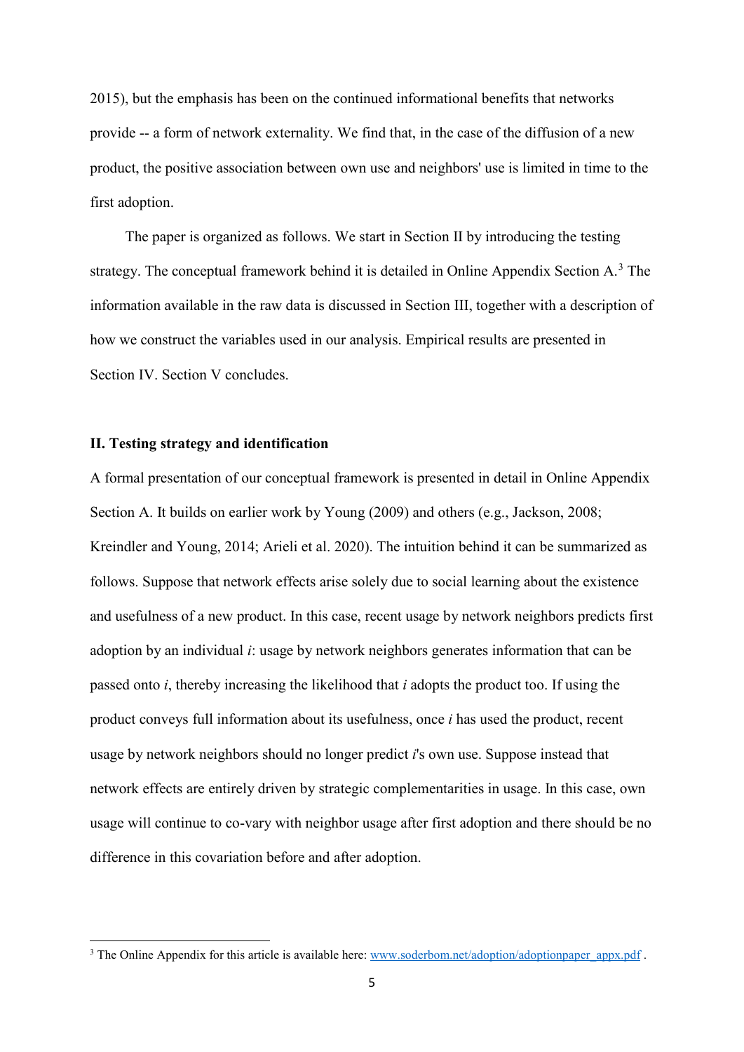2015), but the emphasis has been on the continued informational benefits that networks provide -- a form of network externality. We find that, in the case of the diffusion of a new product, the positive association between own use and neighbors' use is limited in time to the first adoption.

The paper is organized as follows. We start in Section II by introducing the testing strategy. The conceptual framework behind it is detailed in Online Appendix Section A.[3] The information available in the raw data is discussed in Section III, together with a description of how we construct the variables used in our analysis. Empirical results are presented in Section IV. Section V concludes.

## II. Testing strategy and identification

A formal presentation of our conceptual framework is presented in detail in Online Appendix Section A. It builds on earlier work by Young (2009) and others (e.g., Jackson, 2008; Kreindler and Young, 2014; Arieli et al. 2020). The intuition behind it can be summarized as follows. Suppose that network effects arise solely due to social learning about the existence and usefulness of a new product. In this case, recent usage by network neighbors predicts first adoption by an individual $i$: usage by network neighbors generates information that can be passed onto $i$, thereby increasing the likelihood that $i$ adopts the product too. If using the product conveys full information about its usefulness, once $i$ has used the product, recent usage by network neighbors should no longer predict $i$'s own use. Suppose instead that network effects are entirely driven by strategic complementarities in usage. In this case, own usage will continue to co-vary with neighbor usage after first adoption and there should be no difference in this covariation before and after adoption.

[3] The Online Appendix for this article is available here: www.soderbom.net/adoption/adoptionpaper_appx.pdf .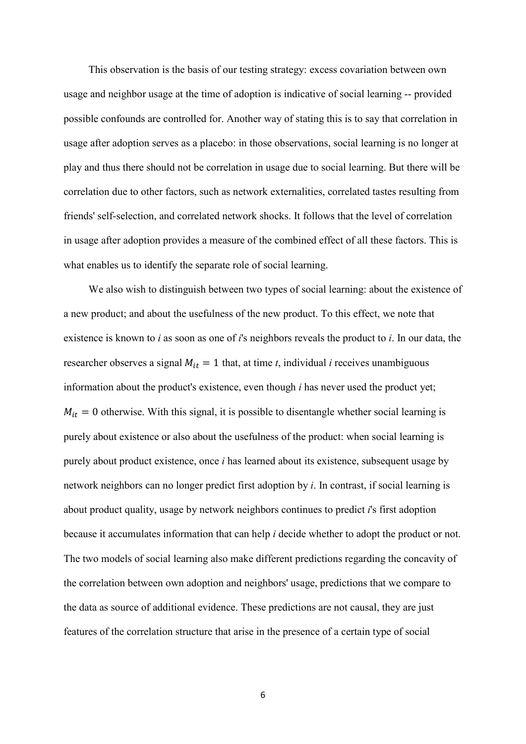This observation is the basis of our testing strategy: excess covariation between own usage and neighbor usage at the time of adoption is indicative of social learning -- provided possible confounds are controlled for. Another way of stating this is to say that correlation in usage after adoption serves as a placebo: in those observations, social learning is no longer at play and thus there should not be correlation in usage due to social learning. But there will be correlation due to other factors, such as network externalities, correlated tastes resulting from friends' self-selection, and correlated network shocks. It follows that the level of correlation in usage after adoption provides a measure of the combined effect of all these factors. This is what enables us to identify the separate role of social learning.

We also wish to distinguish between two types of social learning: about the existence of a new product; and about the usefulness of the new product. To this effect, we note that existence is known to *i* as soon as one of *i*'s neighbors reveals the product to *i*. In our data, the researcher observes a signal $M_{it} = 1$ that, at time *t*, individual *i* receives unambiguous information about the product's existence, even though *i* has never used the product yet; $M_{it} = 0$ otherwise. With this signal, it is possible to disentangle whether social learning is purely about existence or also about the usefulness of the product: when social learning is purely about product existence, once *i* has learned about its existence, subsequent usage by network neighbors can no longer predict first adoption by *i*. In contrast, if social learning is about product quality, usage by network neighbors continues to predict *i*'s first adoption because it accumulates information that can help *i* decide whether to adopt the product or not. The two models of social learning also make different predictions regarding the concavity of the correlation between own adoption and neighbors' usage, predictions that we compare to the data as source of additional evidence. These predictions are not causal, they are just features of the correlation structure that arise in the presence of a certain type of social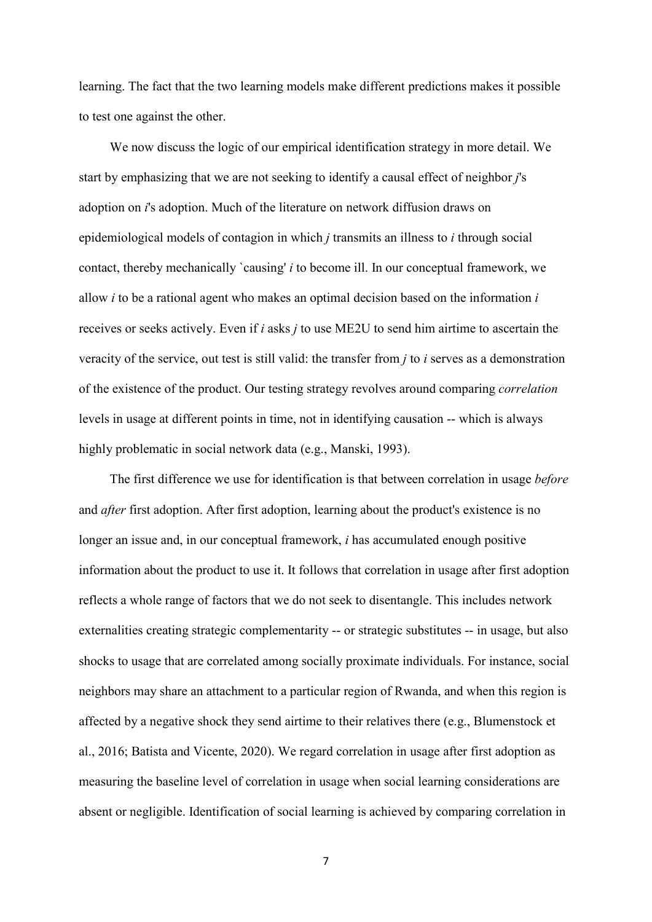learning. The fact that the two learning models make different predictions makes it possible to test one against the other.

We now discuss the logic of our empirical identification strategy in more detail. We start by emphasizing that we are not seeking to identify a causal effect of neighbor *j*'s adoption on *i*'s adoption. Much of the literature on network diffusion draws on epidemiological models of contagion in which *j* transmits an illness to *i* through social contact, thereby mechanically `causing' *i* to become ill. In our conceptual framework, we allow *i* to be a rational agent who makes an optimal decision based on the information *i* receives or seeks actively. Even if *i* asks *j* to use ME2U to send him airtime to ascertain the veracity of the service, out test is still valid: the transfer from *j* to *i* serves as a demonstration of the existence of the product. Our testing strategy revolves around comparing *correlation* levels in usage at different points in time, not in identifying causation -- which is always highly problematic in social network data (e.g., Manski, 1993).

The first difference we use for identification is that between correlation in usage *before* and *after* first adoption. After first adoption, learning about the product's existence is no longer an issue and, in our conceptual framework, *i* has accumulated enough positive information about the product to use it. It follows that correlation in usage after first adoption reflects a whole range of factors that we do not seek to disentangle. This includes network externalities creating strategic complementarity -- or strategic substitutes -- in usage, but also shocks to usage that are correlated among socially proximate individuals. For instance, social neighbors may share an attachment to a particular region of Rwanda, and when this region is affected by a negative shock they send airtime to their relatives there (e.g., Blumenstock et al., 2016; Batista and Vicente, 2020). We regard correlation in usage after first adoption as measuring the baseline level of correlation in usage when social learning considerations are absent or negligible. Identification of social learning is achieved by comparing correlation in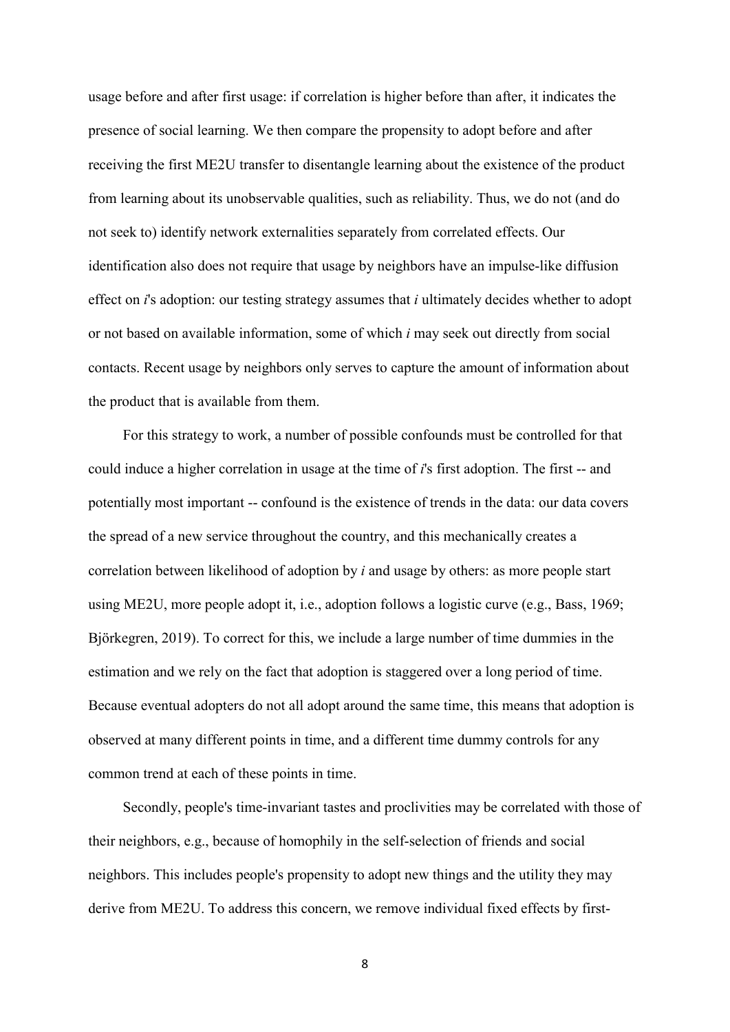usage before and after first usage: if correlation is higher before than after, it indicates the presence of social learning. We then compare the propensity to adopt before and after receiving the first ME2U transfer to disentangle learning about the existence of the product from learning about its unobservable qualities, such as reliability. Thus, we do not (and do not seek to) identify network externalities separately from correlated effects. Our identification also does not require that usage by neighbors have an impulse-like diffusion effect on *i*'s adoption: our testing strategy assumes that *i* ultimately decides whether to adopt or not based on available information, some of which *i* may seek out directly from social contacts. Recent usage by neighbors only serves to capture the amount of information about the product that is available from them.

For this strategy to work, a number of possible confounds must be controlled for that could induce a higher correlation in usage at the time of *i*'s first adoption. The first -- and potentially most important -- confound is the existence of trends in the data: our data covers the spread of a new service throughout the country, and this mechanically creates a correlation between likelihood of adoption by *i* and usage by others: as more people start using ME2U, more people adopt it, i.e., adoption follows a logistic curve (e.g., Bass, 1969; Björkegren, 2019). To correct for this, we include a large number of time dummies in the estimation and we rely on the fact that adoption is staggered over a long period of time. Because eventual adopters do not all adopt around the same time, this means that adoption is observed at many different points in time, and a different time dummy controls for any common trend at each of these points in time.

Secondly, people's time-invariant tastes and proclivities may be correlated with those of their neighbors, e.g., because of homophily in the self-selection of friends and social neighbors. This includes people's propensity to adopt new things and the utility they may derive from ME2U. To address this concern, we remove individual fixed effects by first-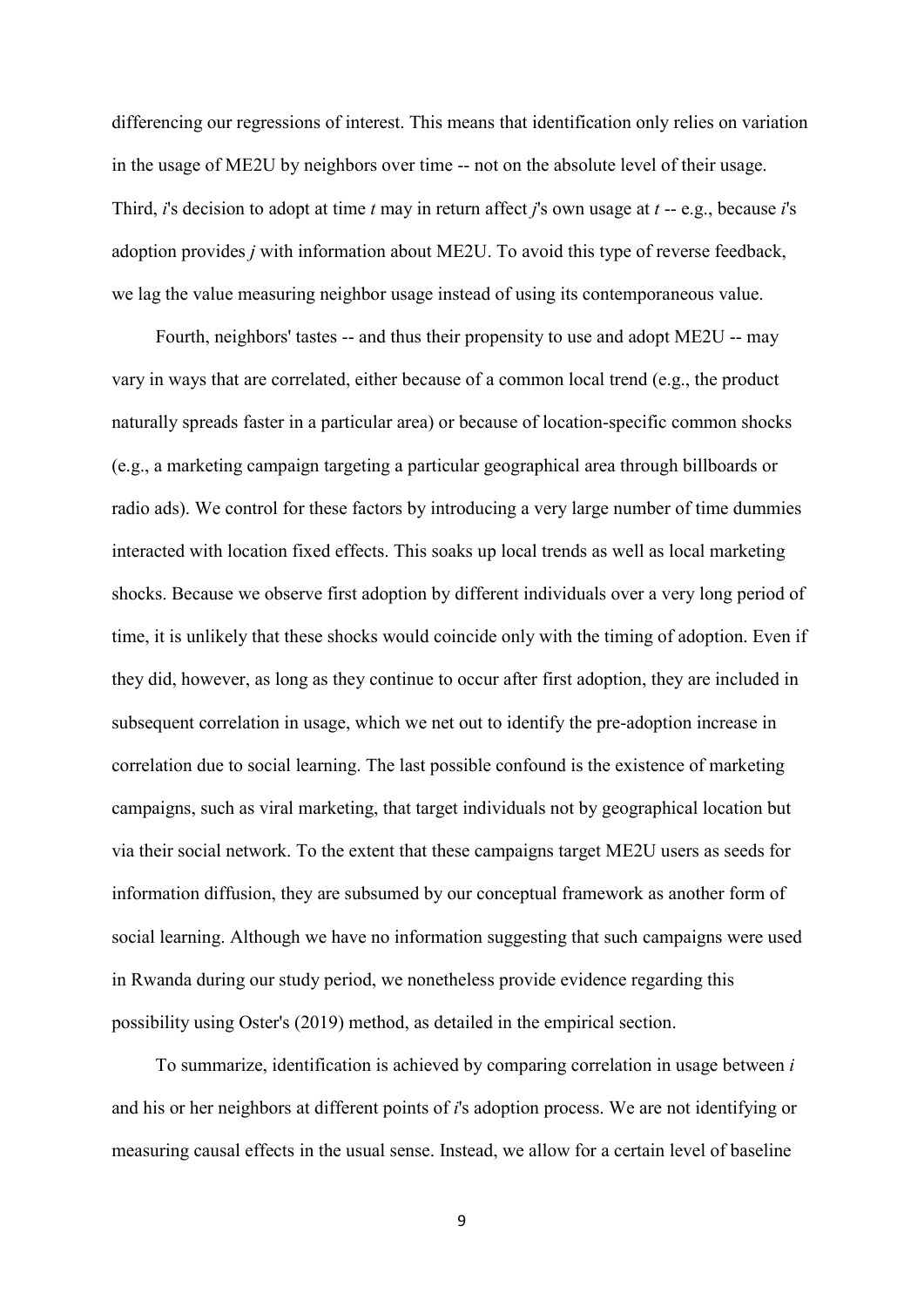differencing our regressions of interest. This means that identification only relies on variation in the usage of ME2U by neighbors over time -- not on the absolute level of their usage. Third, $i$'s decision to adopt at time $t$ may in return affect $j$'s own usage at $t$ -- e.g., because $i$'s adoption provides $j$ with information about ME2U. To avoid this type of reverse feedback, we lag the value measuring neighbor usage instead of using its contemporaneous value.

Fourth, neighbors' tastes -- and thus their propensity to use and adopt ME2U -- may vary in ways that are correlated, either because of a common local trend (e.g., the product naturally spreads faster in a particular area) or because of location-specific common shocks (e.g., a marketing campaign targeting a particular geographical area through billboards or radio ads). We control for these factors by introducing a very large number of time dummies interacted with location fixed effects. This soaks up local trends as well as local marketing shocks. Because we observe first adoption by different individuals over a very long period of time, it is unlikely that these shocks would coincide only with the timing of adoption. Even if they did, however, as long as they continue to occur after first adoption, they are included in subsequent correlation in usage, which we net out to identify the pre-adoption increase in correlation due to social learning. The last possible confound is the existence of marketing campaigns, such as viral marketing, that target individuals not by geographical location but via their social network. To the extent that these campaigns target ME2U users as seeds for information diffusion, they are subsumed by our conceptual framework as another form of social learning. Although we have no information suggesting that such campaigns were used in Rwanda during our study period, we nonetheless provide evidence regarding this possibility using Oster's (2019) method, as detailed in the empirical section.

To summarize, identification is achieved by comparing correlation in usage between $i$ and his or her neighbors at different points of $i$'s adoption process. We are not identifying or measuring causal effects in the usual sense. Instead, we allow for a certain level of baseline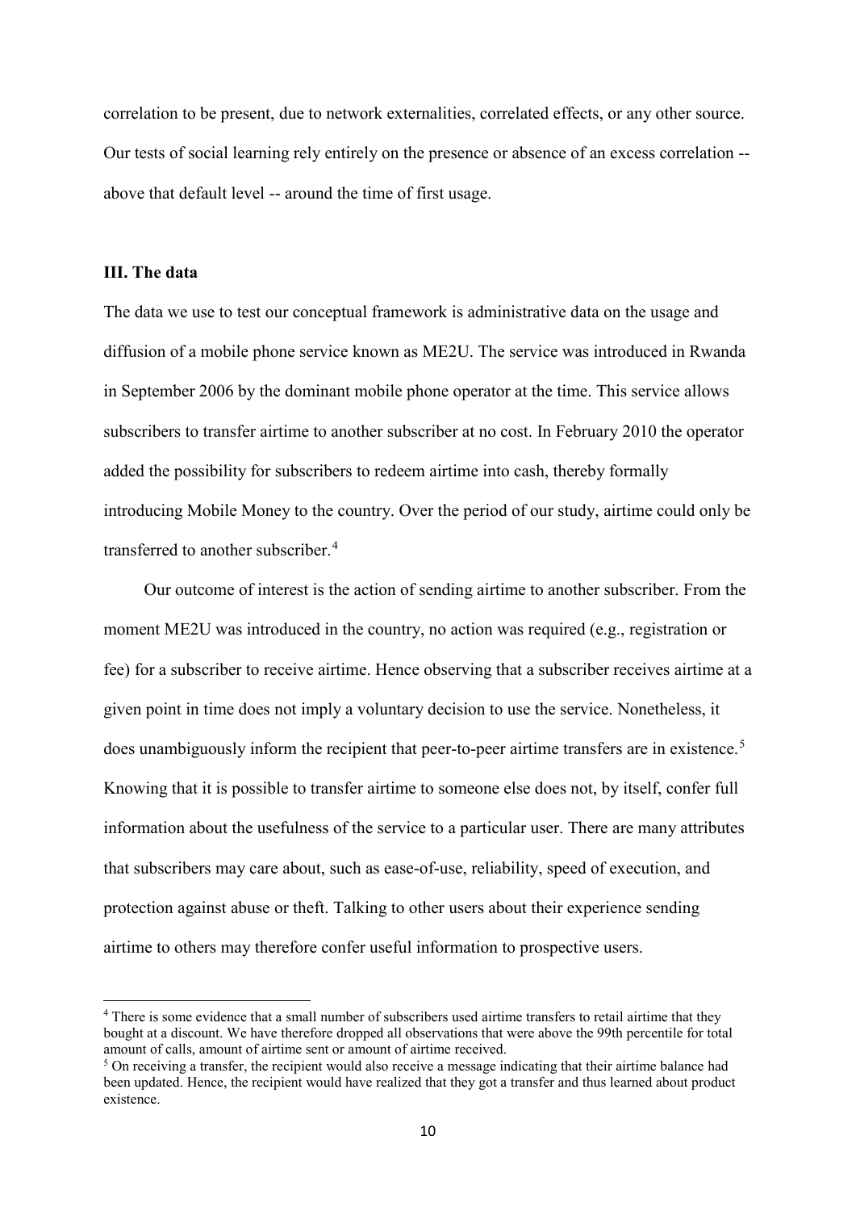correlation to be present, due to network externalities, correlated effects, or any other source. Our tests of social learning rely entirely on the presence or absence of an excess correlation -- above that default level -- around the time of first usage.

### III. The data

The data we use to test our conceptual framework is administrative data on the usage and diffusion of a mobile phone service known as ME2U. The service was introduced in Rwanda in September 2006 by the dominant mobile phone operator at the time. This service allows subscribers to transfer airtime to another subscriber at no cost. In February 2010 the operator added the possibility for subscribers to redeem airtime into cash, thereby formally introducing Mobile Money to the country. Over the period of our study, airtime could only be transferred to another subscriber.[4]

Our outcome of interest is the action of sending airtime to another subscriber. From the moment ME2U was introduced in the country, no action was required (e.g., registration or fee) for a subscriber to receive airtime. Hence observing that a subscriber receives airtime at a given point in time does not imply a voluntary decision to use the service. Nonetheless, it does unambiguously inform the recipient that peer-to-peer airtime transfers are in existence.[5] Knowing that it is possible to transfer airtime to someone else does not, by itself, confer full information about the usefulness of the service to a particular user. There are many attributes that subscribers may care about, such as ease-of-use, reliability, speed of execution, and protection against abuse or theft. Talking to other users about their experience sending airtime to others may therefore confer useful information to prospective users.

---

[4] There is some evidence that a small number of subscribers used airtime transfers to retail airtime that they bought at a discount. We have therefore dropped all observations that were above the 99th percentile for total amount of calls, amount of airtime sent or amount of airtime received.

[5] On receiving a transfer, the recipient would also receive a message indicating that their airtime balance had been updated. Hence, the recipient would have realized that they got a transfer and thus learned about product existence.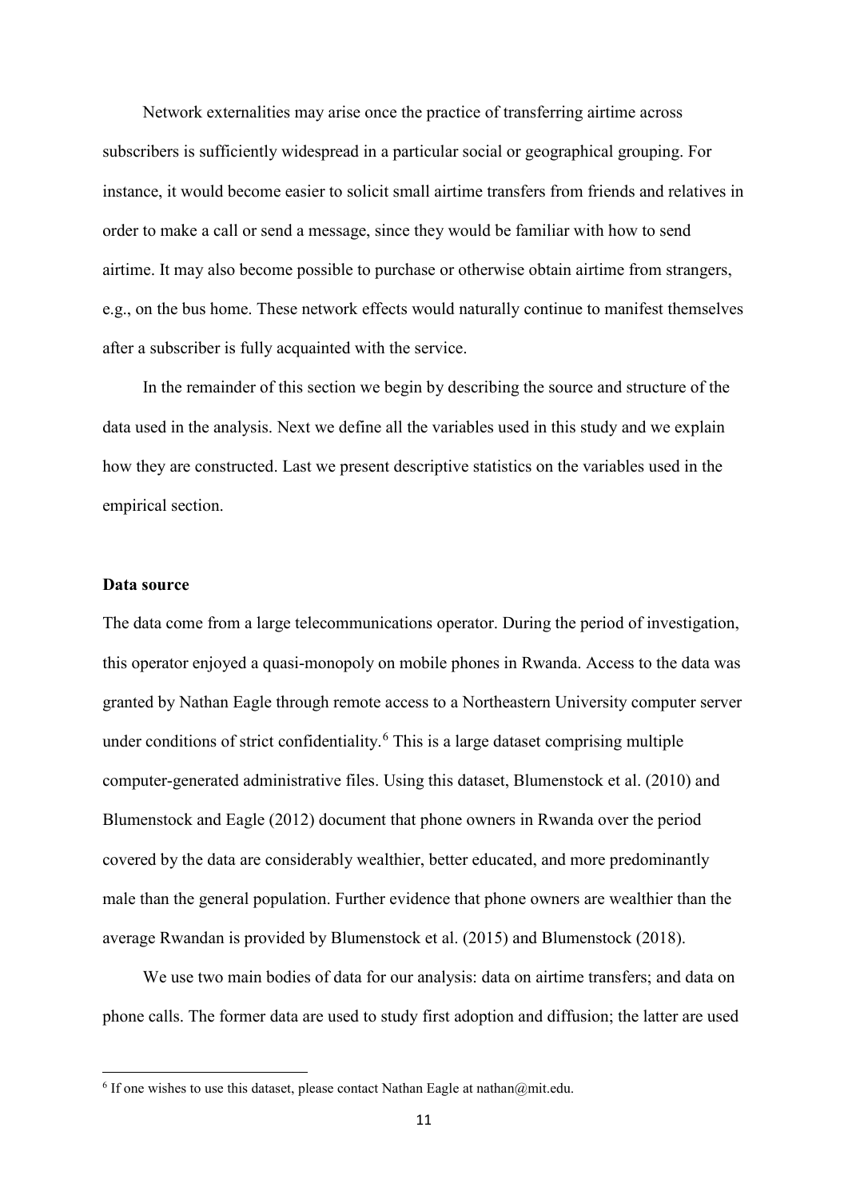Network externalities may arise once the practice of transferring airtime across subscribers is sufficiently widespread in a particular social or geographical grouping. For instance, it would become easier to solicit small airtime transfers from friends and relatives in order to make a call or send a message, since they would be familiar with how to send airtime. It may also become possible to purchase or otherwise obtain airtime from strangers, e.g., on the bus home. These network effects would naturally continue to manifest themselves after a subscriber is fully acquainted with the service.

In the remainder of this section we begin by describing the source and structure of the data used in the analysis. Next we define all the variables used in this study and we explain how they are constructed. Last we present descriptive statistics on the variables used in the empirical section.

**Data source**

The data come from a large telecommunications operator. During the period of investigation, this operator enjoyed a quasi-monopoly on mobile phones in Rwanda. Access to the data was granted by Nathan Eagle through remote access to a Northeastern University computer server under conditions of strict confidentiality.[6] This is a large dataset comprising multiple computer-generated administrative files. Using this dataset, Blumenstock et al. (2010) and Blumenstock and Eagle (2012) document that phone owners in Rwanda over the period covered by the data are considerably wealthier, better educated, and more predominantly male than the general population. Further evidence that phone owners are wealthier than the average Rwandan is provided by Blumenstock et al. (2015) and Blumenstock (2018).

We use two main bodies of data for our analysis: data on airtime transfers; and data on phone calls. The former data are used to study first adoption and diffusion; the latter are used

[6] If one wishes to use this dataset, please contact Nathan Eagle at nathan@mit.edu.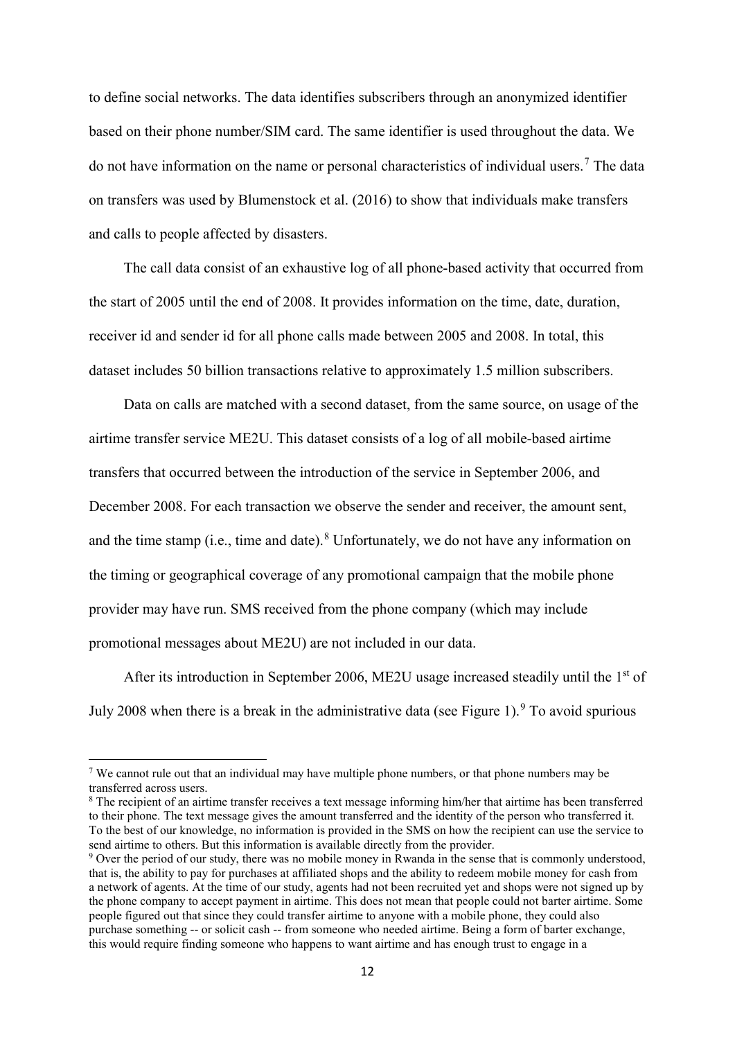to define social networks. The data identifies subscribers through an anonymized identifier based on their phone number/SIM card. The same identifier is used throughout the data. We do not have information on the name or personal characteristics of individual users.[7] The data on transfers was used by Blumenstock et al. (2016) to show that individuals make transfers and calls to people affected by disasters.

The call data consist of an exhaustive log of all phone-based activity that occurred from the start of 2005 until the end of 2008. It provides information on the time, date, duration, receiver id and sender id for all phone calls made between 2005 and 2008. In total, this dataset includes 50 billion transactions relative to approximately 1.5 million subscribers.

Data on calls are matched with a second dataset, from the same source, on usage of the airtime transfer service ME2U. This dataset consists of a log of all mobile-based airtime transfers that occurred between the introduction of the service in September 2006, and December 2008. For each transaction we observe the sender and receiver, the amount sent, and the time stamp (i.e., time and date).[8] Unfortunately, we do not have any information on the timing or geographical coverage of any promotional campaign that the mobile phone provider may have run. SMS received from the phone company (which may include promotional messages about ME2U) are not included in our data.

After its introduction in September 2006, ME2U usage increased steadily until the 1st of July 2008 when there is a break in the administrative data (see Figure 1).[9] To avoid spurious

---

[7] We cannot rule out that an individual may have multiple phone numbers, or that phone numbers may be transferred across users.

[8] The recipient of an airtime transfer receives a text message informing him/her that airtime has been transferred to their phone. The text message gives the amount transferred and the identity of the person who transferred it. To the best of our knowledge, no information is provided in the SMS on how the recipient can use the service to send airtime to others. But this information is available directly from the provider.

[9] Over the period of our study, there was no mobile money in Rwanda in the sense that is commonly understood, that is, the ability to pay for purchases at affiliated shops and the ability to redeem mobile money for cash from a network of agents. At the time of our study, agents had not been recruited yet and shops were not signed up by the phone company to accept payment in airtime. This does not mean that people could not barter airtime. Some people figured out that since they could transfer airtime to anyone with a mobile phone, they could also purchase something -- or solicit cash -- from someone who needed airtime. Being a form of barter exchange, this would require finding someone who happens to want airtime and has enough trust to engage in a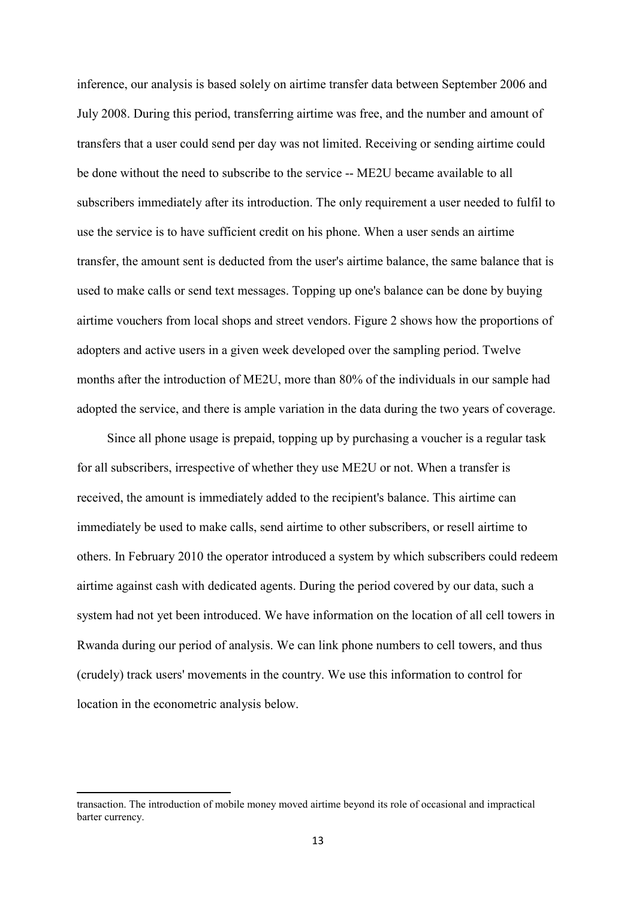inference, our analysis is based solely on airtime transfer data between September 2006 and July 2008. During this period, transferring airtime was free, and the number and amount of transfers that a user could send per day was not limited. Receiving or sending airtime could be done without the need to subscribe to the service -- ME2U became available to all subscribers immediately after its introduction. The only requirement a user needed to fulfil to use the service is to have sufficient credit on his phone. When a user sends an airtime transfer, the amount sent is deducted from the user's airtime balance, the same balance that is used to make calls or send text messages. Topping up one's balance can be done by buying airtime vouchers from local shops and street vendors. Figure 2 shows how the proportions of adopters and active users in a given week developed over the sampling period. Twelve months after the introduction of ME2U, more than 80% of the individuals in our sample had adopted the service, and there is ample variation in the data during the two years of coverage.

Since all phone usage is prepaid, topping up by purchasing a voucher is a regular task for all subscribers, irrespective of whether they use ME2U or not. When a transfer is received, the amount is immediately added to the recipient's balance. This airtime can immediately be used to make calls, send airtime to other subscribers, or resell airtime to others. In February 2010 the operator introduced a system by which subscribers could redeem airtime against cash with dedicated agents. During the period covered by our data, such a system had not yet been introduced. We have information on the location of all cell towers in Rwanda during our period of analysis. We can link phone numbers to cell towers, and thus (crudely) track users' movements in the country. We use this information to control for location in the econometric analysis below.

---

transaction. The introduction of mobile money moved airtime beyond its role of occasional and impractical barter currency.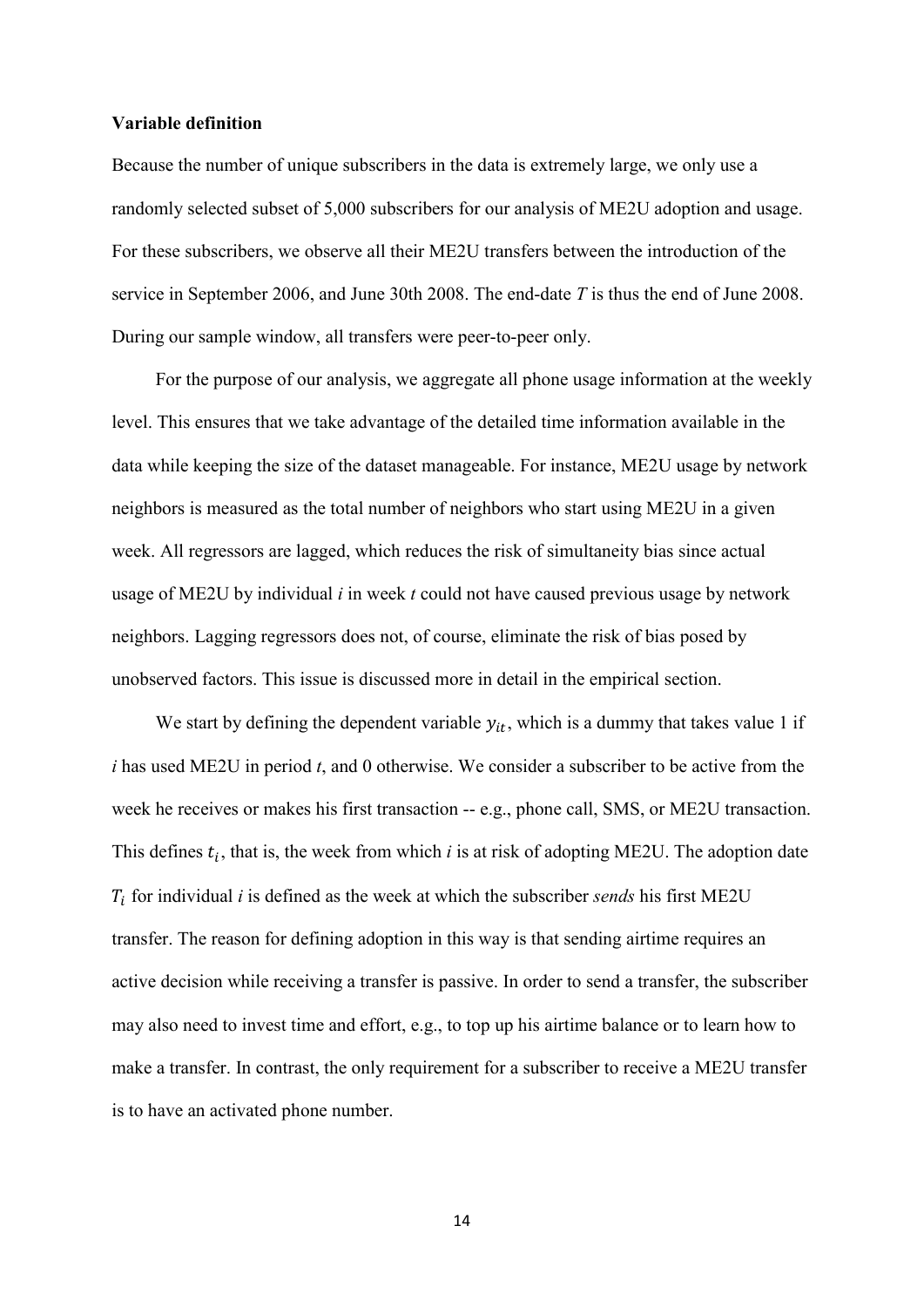**Variable definition**

Because the number of unique subscribers in the data is extremely large, we only use a randomly selected subset of 5,000 subscribers for our analysis of ME2U adoption and usage. For these subscribers, we observe all their ME2U transfers between the introduction of the service in September 2006, and June 30th 2008. The end-date $T$ is thus the end of June 2008. During our sample window, all transfers were peer-to-peer only.

For the purpose of our analysis, we aggregate all phone usage information at the weekly level. This ensures that we take advantage of the detailed time information available in the data while keeping the size of the dataset manageable. For instance, ME2U usage by network neighbors is measured as the total number of neighbors who start using ME2U in a given week. All regressors are lagged, which reduces the risk of simultaneity bias since actual usage of ME2U by individual $i$ in week $t$ could not have caused previous usage by network neighbors. Lagging regressors does not, of course, eliminate the risk of bias posed by unobserved factors. This issue is discussed more in detail in the empirical section.

We start by defining the dependent variable $y_{it}$, which is a dummy that takes value 1 if $i$ has used ME2U in period $t$, and 0 otherwise. We consider a subscriber to be active from the week he receives or makes his first transaction -- e.g., phone call, SMS, or ME2U transaction. This defines $t_i$, that is, the week from which $i$ is at risk of adopting ME2U. The adoption date $T_i$ for individual $i$ is defined as the week at which the subscriber *sends* his first ME2U transfer. The reason for defining adoption in this way is that sending airtime requires an active decision while receiving a transfer is passive. In order to send a transfer, the subscriber may also need to invest time and effort, e.g., to top up his airtime balance or to learn how to make a transfer. In contrast, the only requirement for a subscriber to receive a ME2U transfer is to have an activated phone number.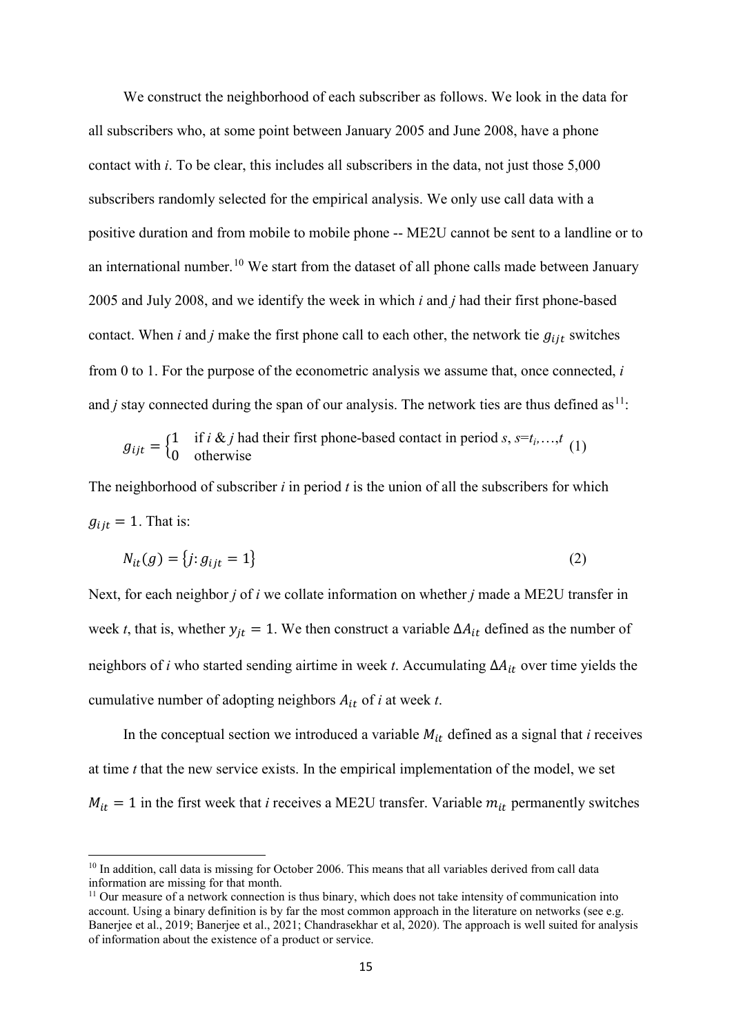We construct the neighborhood of each subscriber as follows. We look in the data for all subscribers who, at some point between January 2005 and June 2008, have a phone contact with *i*. To be clear, this includes all subscribers in the data, not just those 5,000 subscribers randomly selected for the empirical analysis. We only use call data with a positive duration and from mobile to mobile phone -- ME2U cannot be sent to a landline or to an international number.[10] We start from the dataset of all phone calls made between January 2005 and July 2008, and we identify the week in which *i* and *j* had their first phone-based contact. When *i* and *j* make the first phone call to each other, the network tie $g_{ijt}$ switches from 0 to 1. For the purpose of the econometric analysis we assume that, once connected, *i* and *j* stay connected during the span of our analysis. The network ties are thus defined as[11]:

$$g_{ijt} = \begin{cases} 1 & \text{if } i \text{ \& } j \text{ had their first phone-based contact in period } s,\ s=t_i,\ldots,t \\ 0 & \text{otherwise} \end{cases} \quad (1)$$

The neighborhood of subscriber *i* in period *t* is the union of all the subscribers for which $g_{ijt} = 1$. That is:

$$N_{it}(g) = \{j: g_{ijt} = 1\} \quad (2)$$

Next, for each neighbor *j* of *i* we collate information on whether *j* made a ME2U transfer in week *t*, that is, whether $y_{jt} = 1$. We then construct a variable $\Delta A_{it}$ defined as the number of neighbors of *i* who started sending airtime in week *t*. Accumulating $\Delta A_{it}$ over time yields the cumulative number of adopting neighbors $A_{it}$ of *i* at week *t*.

In the conceptual section we introduced a variable $M_{it}$ defined as a signal that *i* receives at time *t* that the new service exists. In the empirical implementation of the model, we set $M_{it} = 1$ in the first week that *i* receives a ME2U transfer. Variable $m_{it}$ permanently switches

[10] In addition, call data is missing for October 2006. This means that all variables derived from call data information are missing for that month.

[11] Our measure of a network connection is thus binary, which does not take intensity of communication into account. Using a binary definition is by far the most common approach in the literature on networks (see e.g. Banerjee et al., 2019; Banerjee et al., 2021; Chandrasekhar et al, 2020). The approach is well suited for analysis of information about the existence of a product or service.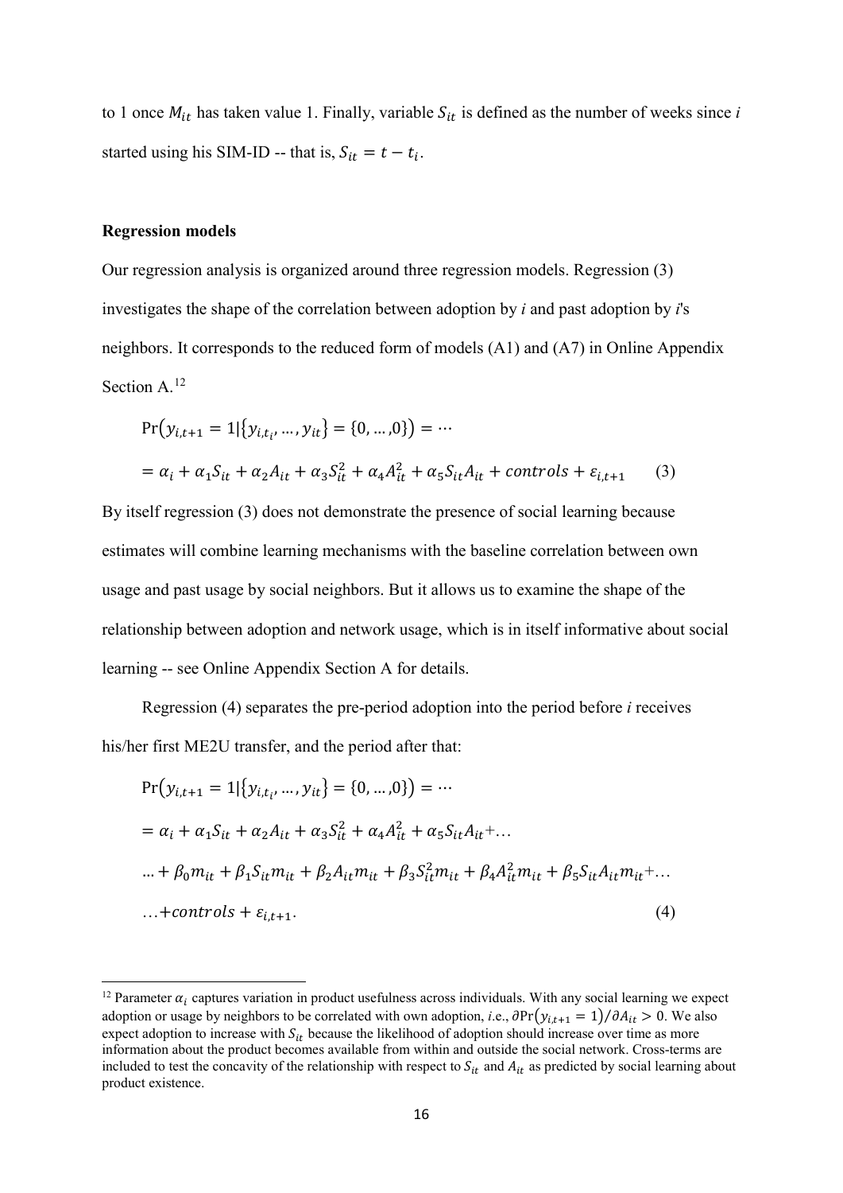to 1 once $M_{it}$ has taken value 1. Finally, variable $S_{it}$ is defined as the number of weeks since *i* started using his SIM-ID -- that is, $S_{it} = t - t_i$.

**Regression models**

Our regression analysis is organized around three regression models. Regression (3) investigates the shape of the correlation between adoption by *i* and past adoption by *i*'s neighbors. It corresponds to the reduced form of models (A1) and (A7) in Online Appendix Section A.[12]

$$
\begin{aligned}
&\Pr\left(y_{i,t+1} = 1 \middle| \{y_{i,t_i}, \ldots, y_{it}\} = \{0, \ldots, 0\}\right) = \cdots \\
&= \alpha_i + \alpha_1 S_{it} + \alpha_2 A_{it} + \alpha_3 S_{it}^2 + \alpha_4 A_{it}^2 + \alpha_5 S_{it} A_{it} + controls + \varepsilon_{i,t+1} \qquad (3)
\end{aligned}
$$

By itself regression (3) does not demonstrate the presence of social learning because estimates will combine learning mechanisms with the baseline correlation between own usage and past usage by social neighbors. But it allows us to examine the shape of the relationship between adoption and network usage, which is in itself informative about social learning -- see Online Appendix Section A for details.

Regression (4) separates the pre-period adoption into the period before *i* receives his/her first ME2U transfer, and the period after that:

$$
\begin{aligned}
&\Pr\left(y_{i,t+1} = 1 \middle| \{y_{i,t_i}, \ldots, y_{it}\} = \{0, \ldots, 0\}\right) = \cdots \\
&= \alpha_i + \alpha_1 S_{it} + \alpha_2 A_{it} + \alpha_3 S_{it}^2 + \alpha_4 A_{it}^2 + \alpha_5 S_{it} A_{it} + \ldots \\
&\ldots + \beta_0 m_{it} + \beta_1 S_{it} m_{it} + \beta_2 A_{it} m_{it} + \beta_3 S_{it}^2 m_{it} + \beta_4 A_{it}^2 m_{it} + \beta_5 S_{it} A_{it} m_{it} + \ldots \\
&\ldots + controls + \varepsilon_{i,t+1}. \qquad (4)
\end{aligned}
$$

[12] Parameter $\alpha_i$ captures variation in product usefulness across individuals. With any social learning we expect adoption or usage by neighbors to be correlated with own adoption, *i.e.*, $\partial \Pr\left(y_{i,t+1} = 1\right) / \partial A_{it} > 0$. We also expect adoption to increase with $S_{it}$ because the likelihood of adoption should increase over time as more information about the product becomes available from within and outside the social network. Cross-terms are included to test the concavity of the relationship with respect to $S_{it}$ and $A_{it}$ as predicted by social learning about product existence.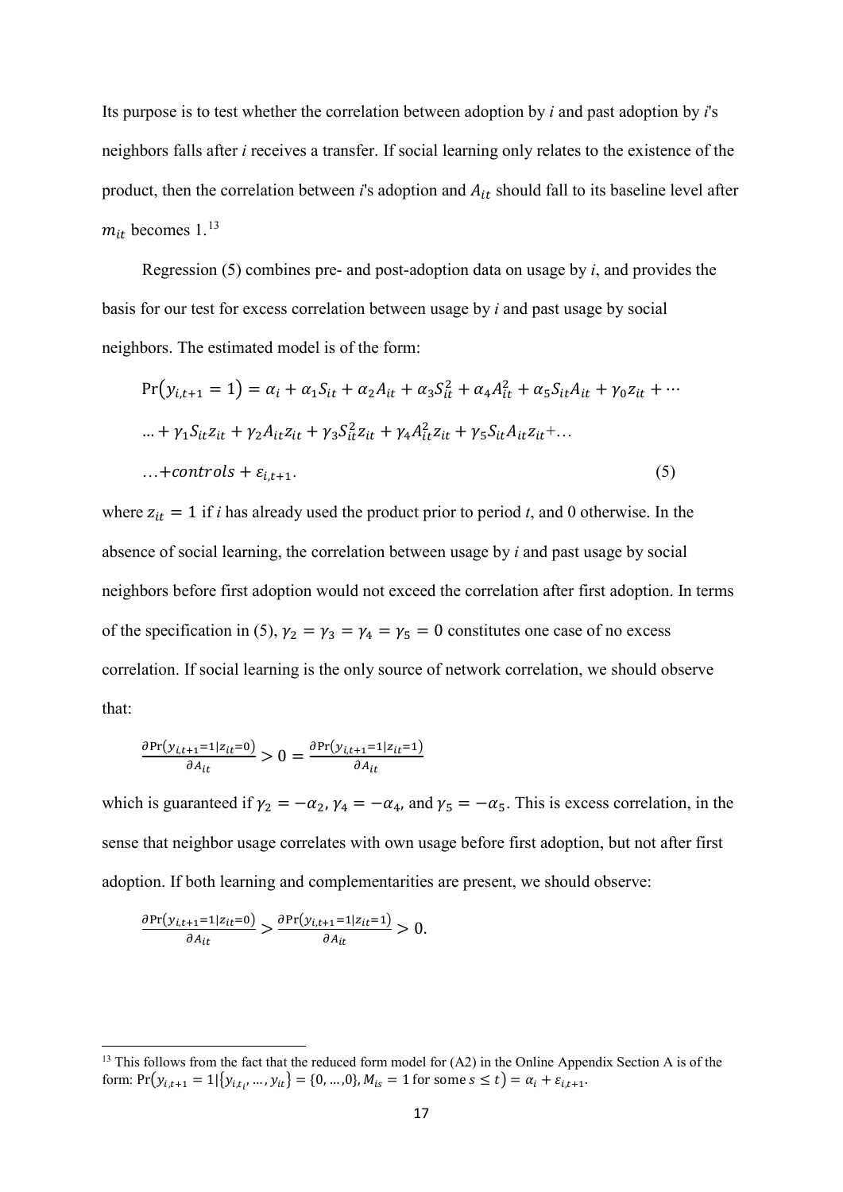Its purpose is to test whether the correlation between adoption by *i* and past adoption by *i*'s neighbors falls after *i* receives a transfer. If social learning only relates to the existence of the product, then the correlation between *i*'s adoption and $A_{it}$ should fall to its baseline level after $m_{it}$ becomes 1.[13]

Regression (5) combines pre- and post-adoption data on usage by *i*, and provides the basis for our test for excess correlation between usage by *i* and past usage by social neighbors. The estimated model is of the form:

$$\Pr(y_{i,t+1} = 1) = \alpha_i + \alpha_1 S_{it} + \alpha_2 A_{it} + \alpha_3 S_{it}^2 + \alpha_4 A_{it}^2 + \alpha_5 S_{it} A_{it} + \gamma_0 z_{it} + \cdots$$

$$\ldots + \gamma_1 S_{it} z_{it} + \gamma_2 A_{it} z_{it} + \gamma_3 S_{it}^2 z_{it} + \gamma_4 A_{it}^2 z_{it} + \gamma_5 S_{it} A_{it} z_{it} + \ldots$$

$$\ldots + controls + \varepsilon_{i,t+1}. \tag{5}$$

where $z_{it} = 1$ if *i* has already used the product prior to period *t*, and 0 otherwise. In the absence of social learning, the correlation between usage by *i* and past usage by social neighbors before first adoption would not exceed the correlation after first adoption. In terms of the specification in (5), $\gamma_2 = \gamma_3 = \gamma_4 = \gamma_5 = 0$ constitutes one case of no excess correlation. If social learning is the only source of network correlation, we should observe that:

$$\frac{\partial \Pr(y_{i,t+1} = 1 | z_{it} = 0)}{\partial A_{it}} > 0 = \frac{\partial \Pr(y_{i,t+1} = 1 | z_{it} = 1)}{\partial A_{it}}$$

which is guaranteed if $\gamma_2 = -\alpha_2$, $\gamma_4 = -\alpha_4$, and $\gamma_5 = -\alpha_5$. This is excess correlation, in the sense that neighbor usage correlates with own usage before first adoption, but not after first adoption. If both learning and complementarities are present, we should observe:

$$\frac{\partial \Pr(y_{i,t+1} = 1 | z_{it} = 0)}{\partial A_{it}} > \frac{\partial \Pr(y_{i,t+1} = 1 | z_{it} = 1)}{\partial A_{it}} > 0.$$

---

[13] This follows from the fact that the reduced form model for (A2) in the Online Appendix Section A is of the form: $\Pr(y_{i,t+1} = 1 | \{y_{i,t_i}, \ldots, y_{it}\} = \{0, \ldots, 0\}, M_{is} = 1 \text{ for some } s \leq t) = \alpha_i + \varepsilon_{i,t+1}$.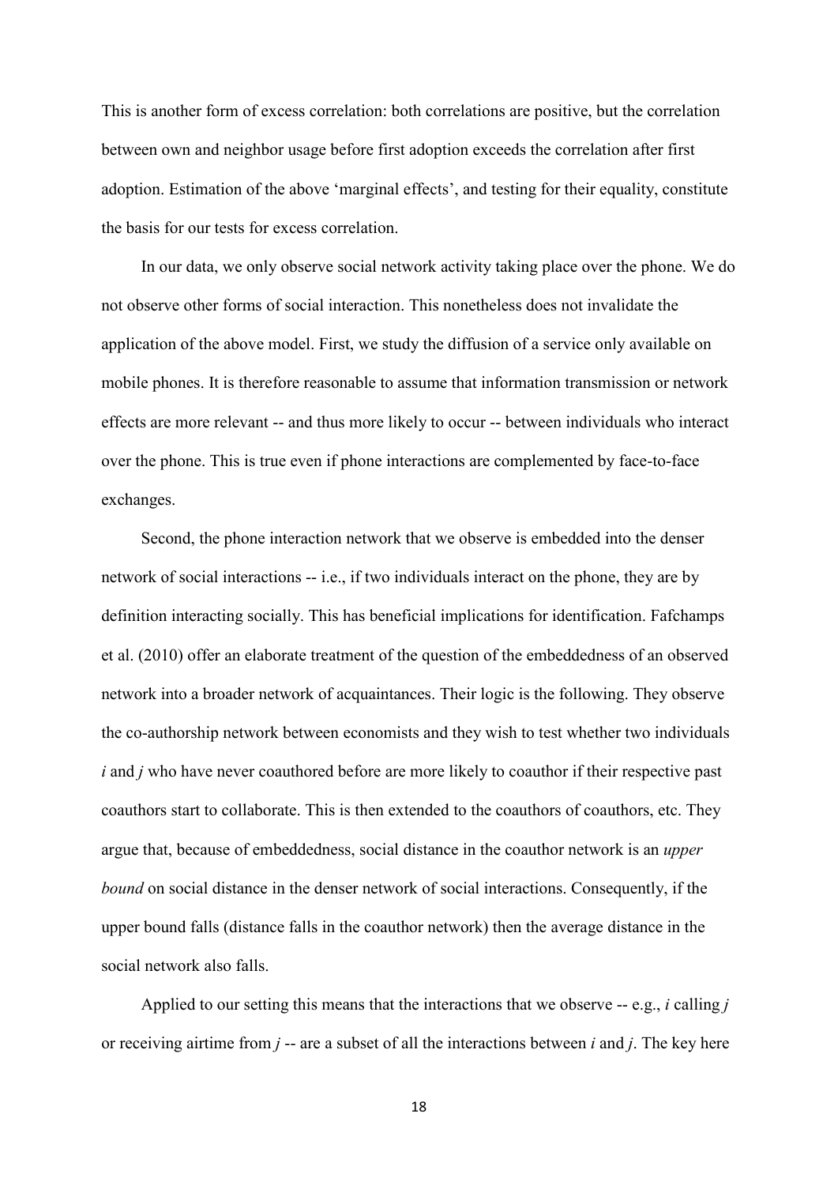This is another form of excess correlation: both correlations are positive, but the correlation between own and neighbor usage before first adoption exceeds the correlation after first adoption. Estimation of the above 'marginal effects', and testing for their equality, constitute the basis for our tests for excess correlation.

In our data, we only observe social network activity taking place over the phone. We do not observe other forms of social interaction. This nonetheless does not invalidate the application of the above model. First, we study the diffusion of a service only available on mobile phones. It is therefore reasonable to assume that information transmission or network effects are more relevant -- and thus more likely to occur -- between individuals who interact over the phone. This is true even if phone interactions are complemented by face-to-face exchanges.

Second, the phone interaction network that we observe is embedded into the denser network of social interactions -- i.e., if two individuals interact on the phone, they are by definition interacting socially. This has beneficial implications for identification. Fafchamps et al. (2010) offer an elaborate treatment of the question of the embeddedness of an observed network into a broader network of acquaintances. Their logic is the following. They observe the co-authorship network between economists and they wish to test whether two individuals $i$ and $j$ who have never coauthored before are more likely to coauthor if their respective past coauthors start to collaborate. This is then extended to the coauthors of coauthors, etc. They argue that, because of embeddedness, social distance in the coauthor network is an *upper bound* on social distance in the denser network of social interactions. Consequently, if the upper bound falls (distance falls in the coauthor network) then the average distance in the social network also falls.

Applied to our setting this means that the interactions that we observe -- e.g., $i$ calling $j$ or receiving airtime from $j$ -- are a subset of all the interactions between $i$ and $j$. The key here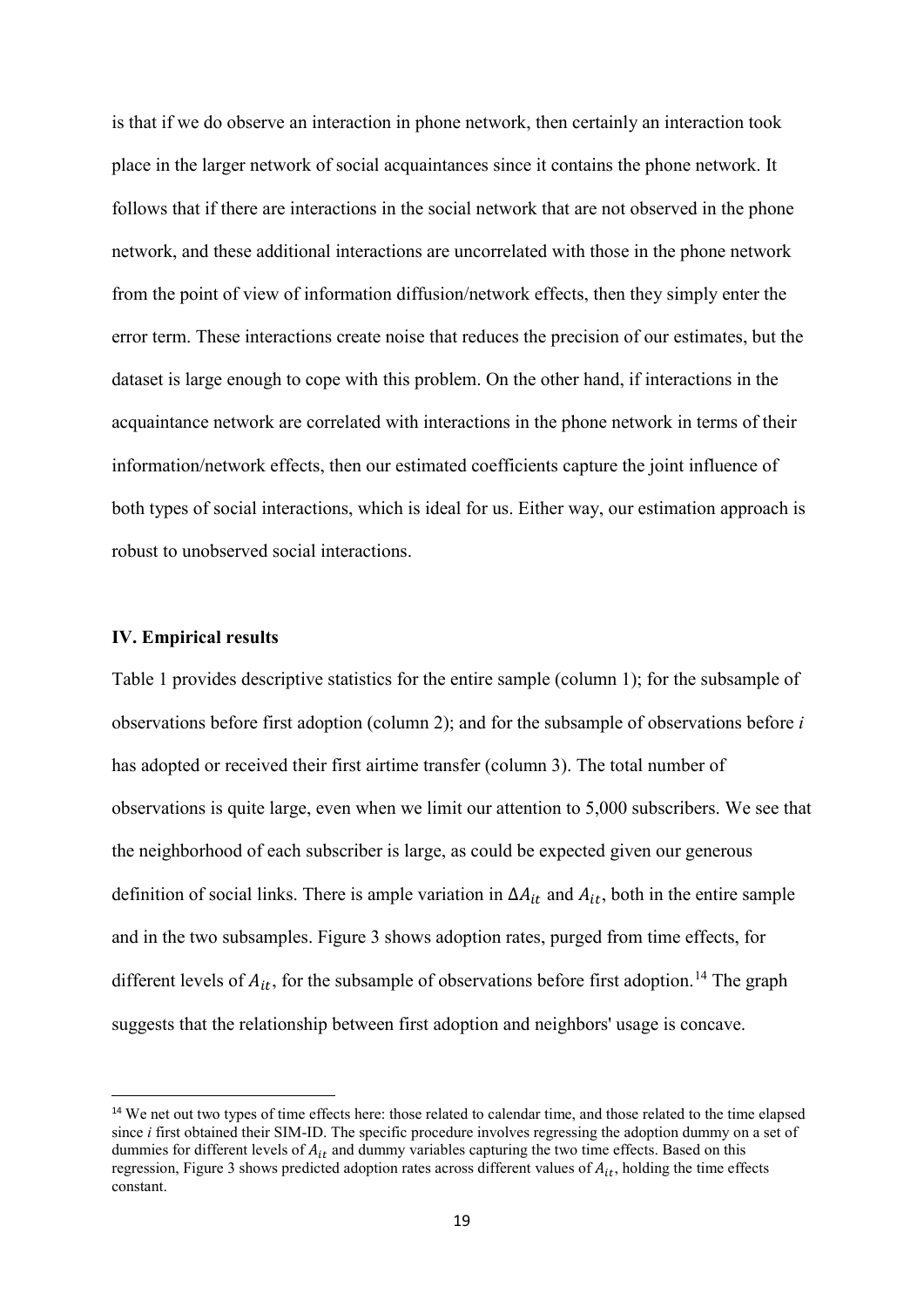is that if we do observe an interaction in phone network, then certainly an interaction took place in the larger network of social acquaintances since it contains the phone network. It follows that if there are interactions in the social network that are not observed in the phone network, and these additional interactions are uncorrelated with those in the phone network from the point of view of information diffusion/network effects, then they simply enter the error term. These interactions create noise that reduces the precision of our estimates, but the dataset is large enough to cope with this problem. On the other hand, if interactions in the acquaintance network are correlated with interactions in the phone network in terms of their information/network effects, then our estimated coefficients capture the joint influence of both types of social interactions, which is ideal for us. Either way, our estimation approach is robust to unobserved social interactions.

## IV. Empirical results

Table 1 provides descriptive statistics for the entire sample (column 1); for the subsample of observations before first adoption (column 2); and for the subsample of observations before *i* has adopted or received their first airtime transfer (column 3). The total number of observations is quite large, even when we limit our attention to 5,000 subscribers. We see that the neighborhood of each subscriber is large, as could be expected given our generous definition of social links. There is ample variation in $\Delta A_{it}$ and $A_{it}$, both in the entire sample and in the two subsamples. Figure 3 shows adoption rates, purged from time effects, for different levels of $A_{it}$, for the subsample of observations before first adoption.[14] The graph suggests that the relationship between first adoption and neighbors' usage is concave.

[14] We net out two types of time effects here: those related to calendar time, and those related to the time elapsed since *i* first obtained their SIM-ID. The specific procedure involves regressing the adoption dummy on a set of dummies for different levels of $A_{it}$ and dummy variables capturing the two time effects. Based on this regression, Figure 3 shows predicted adoption rates across different values of $A_{it}$, holding the time effects constant.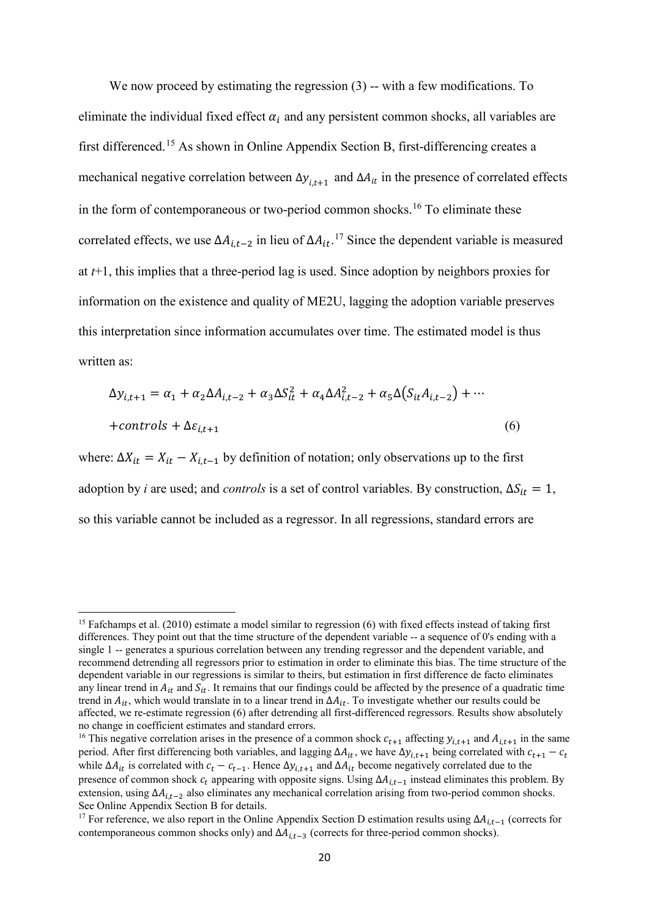We now proceed by estimating the regression (3) -- with a few modifications. To eliminate the individual fixed effect $\alpha_i$ and any persistent common shocks, all variables are first differenced.[15] As shown in Online Appendix Section B, first-differencing creates a mechanical negative correlation between $\Delta y_{i,t+1}$ and $\Delta A_{it}$ in the presence of correlated effects in the form of contemporaneous or two-period common shocks.[16] To eliminate these correlated effects, we use $\Delta A_{i,t-2}$ in lieu of $\Delta A_{it}$.[17] Since the dependent variable is measured at *t*+1, this implies that a three-period lag is used. Since adoption by neighbors proxies for information on the existence and quality of ME2U, lagging the adoption variable preserves this interpretation since information accumulates over time. The estimated model is thus written as:

$$\Delta y_{i,t+1} = \alpha_1 + \alpha_2 \Delta A_{i,t-2} + \alpha_3 \Delta S_{it}^2 + \alpha_4 \Delta A_{i,t-2}^2 + \alpha_5 \Delta\left(S_{it} A_{i,t-2}\right) + \cdots$$
$$+ controls + \Delta \varepsilon_{i,t+1} \qquad (6)$$

where: $\Delta X_{it} = X_{it} - X_{i,t-1}$ by definition of notation; only observations up to the first adoption by *i* are used; and *controls* is a set of control variables. By construction, $\Delta S_{it} = 1$, so this variable cannot be included as a regressor. In all regressions, standard errors are

---

[15] Fafchamps et al. (2010) estimate a model similar to regression (6) with fixed effects instead of taking first differences. They point out that the time structure of the dependent variable -- a sequence of 0's ending with a single 1 -- generates a spurious correlation between any trending regressor and the dependent variable, and recommend detrending all regressors prior to estimation in order to eliminate this bias. The time structure of the dependent variable in our regressions is similar to theirs, but estimation in first difference de facto eliminates any linear trend in $A_{it}$ and $S_{it}$. It remains that our findings could be affected by the presence of a quadratic time trend in $A_{it}$, which would translate in to a linear trend in $\Delta A_{it}$. To investigate whether our results could be affected, we re-estimate regression (6) after detrending all first-differenced regressors. Results show absolutely no change in coefficient estimates and standard errors.

[16] This negative correlation arises in the presence of a common shock $c_{t+1}$ affecting $y_{i,t+1}$ and $A_{i,t+1}$ in the same period. After first differencing both variables, and lagging $\Delta A_{it}$, we have $\Delta y_{i,t+1}$ being correlated with $c_{t+1} - c_t$ while $\Delta A_{it}$ is correlated with $c_t - c_{t-1}$. Hence $\Delta y_{i,t+1}$ and $\Delta A_{it}$ become negatively correlated due to the presence of common shock $c_t$ appearing with opposite signs. Using $\Delta A_{i,t-1}$ instead eliminates this problem. By extension, using $\Delta A_{i,t-2}$ also eliminates any mechanical correlation arising from two-period common shocks. See Online Appendix Section B for details.

[17] For reference, we also report in the Online Appendix Section D estimation results using $\Delta A_{i,t-1}$ (corrects for contemporaneous common shocks only) and $\Delta A_{i,t-3}$ (corrects for three-period common shocks).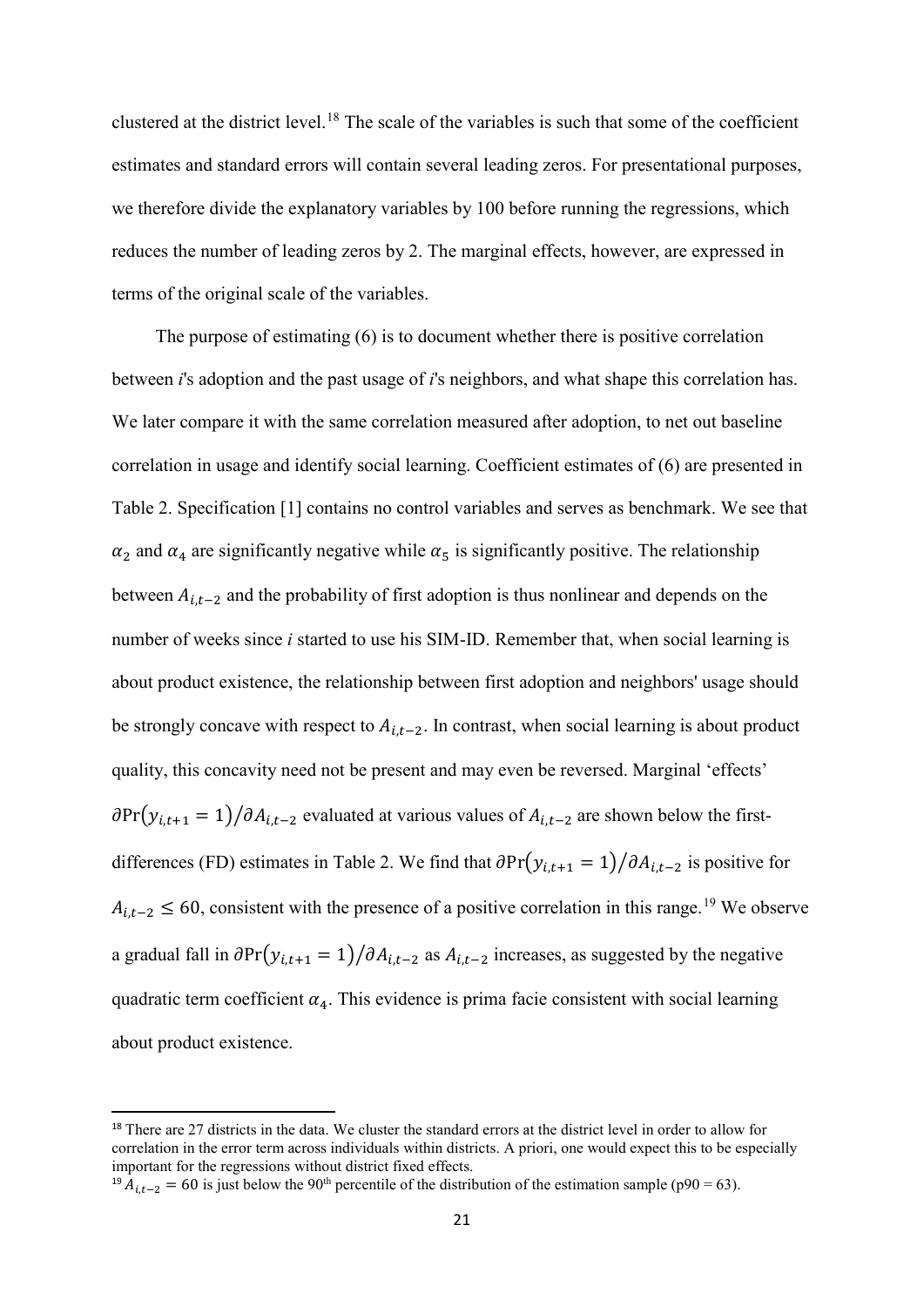clustered at the district level.[18] The scale of the variables is such that some of the coefficient estimates and standard errors will contain several leading zeros. For presentational purposes, we therefore divide the explanatory variables by 100 before running the regressions, which reduces the number of leading zeros by 2. The marginal effects, however, are expressed in terms of the original scale of the variables.

The purpose of estimating (6) is to document whether there is positive correlation between *i*'s adoption and the past usage of *i*'s neighbors, and what shape this correlation has. We later compare it with the same correlation measured after adoption, to net out baseline correlation in usage and identify social learning. Coefficient estimates of (6) are presented in Table 2. Specification [1] contains no control variables and serves as benchmark. We see that $\alpha_2$ and $\alpha_4$ are significantly negative while $\alpha_5$ is significantly positive. The relationship between $A_{i,t-2}$ and the probability of first adoption is thus nonlinear and depends on the number of weeks since *i* started to use his SIM-ID. Remember that, when social learning is about product existence, the relationship between first adoption and neighbors' usage should be strongly concave with respect to $A_{i,t-2}$. In contrast, when social learning is about product quality, this concavity need not be present and may even be reversed. Marginal 'effects' $\partial \Pr(y_{i,t+1} = 1) / \partial A_{i,t-2}$ evaluated at various values of $A_{i,t-2}$ are shown below the first-differences (FD) estimates in Table 2. We find that $\partial \Pr(y_{i,t+1} = 1) / \partial A_{i,t-2}$ is positive for $A_{i,t-2} \leq 60$, consistent with the presence of a positive correlation in this range.[19] We observe a gradual fall in $\partial \Pr(y_{i,t+1} = 1) / \partial A_{i,t-2}$ as $A_{i,t-2}$ increases, as suggested by the negative quadratic term coefficient $\alpha_4$. This evidence is prima facie consistent with social learning about product existence.

---

[18] There are 27 districts in the data. We cluster the standard errors at the district level in order to allow for correlation in the error term across individuals within districts. A priori, one would expect this to be especially important for the regressions without district fixed effects.

[19] $A_{i,t-2} = 60$ is just below the 90th percentile of the distribution of the estimation sample (p90 = 63).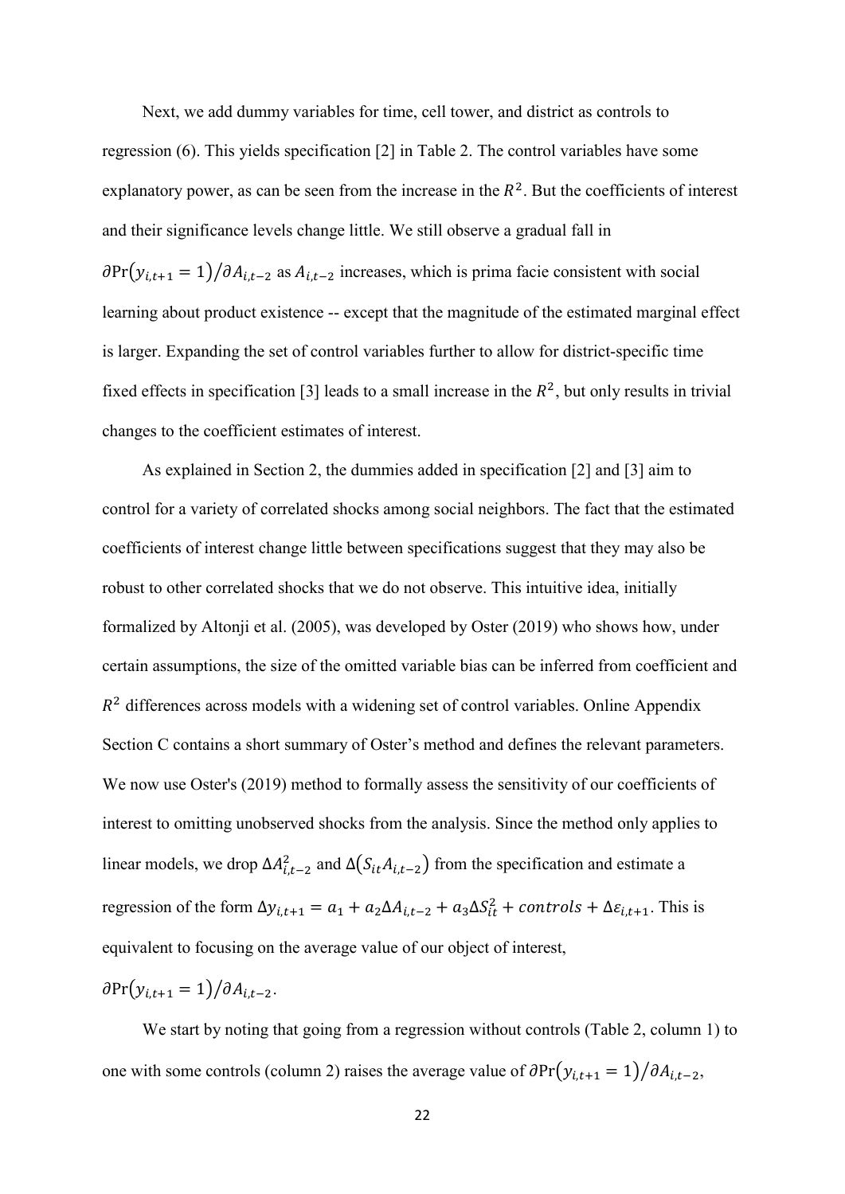Next, we add dummy variables for time, cell tower, and district as controls to regression (6). This yields specification [2] in Table 2. The control variables have some explanatory power, as can be seen from the increase in the $R^2$. But the coefficients of interest and their significance levels change little. We still observe a gradual fall in $\partial \Pr(y_{i,t+1} = 1)/\partial A_{i,t-2}$ as $A_{i,t-2}$ increases, which is prima facie consistent with social learning about product existence -- except that the magnitude of the estimated marginal effect is larger. Expanding the set of control variables further to allow for district-specific time fixed effects in specification [3] leads to a small increase in the $R^2$, but only results in trivial changes to the coefficient estimates of interest.

As explained in Section 2, the dummies added in specification [2] and [3] aim to control for a variety of correlated shocks among social neighbors. The fact that the estimated coefficients of interest change little between specifications suggest that they may also be robust to other correlated shocks that we do not observe. This intuitive idea, initially formalized by Altonji et al. (2005), was developed by Oster (2019) who shows how, under certain assumptions, the size of the omitted variable bias can be inferred from coefficient and $R^2$ differences across models with a widening set of control variables. Online Appendix Section C contains a short summary of Oster's method and defines the relevant parameters. We now use Oster's (2019) method to formally assess the sensitivity of our coefficients of interest to omitting unobserved shocks from the analysis. Since the method only applies to linear models, we drop $\Delta A_{i,t-2}^2$ and $\Delta(S_{it}A_{i,t-2})$ from the specification and estimate a regression of the form $\Delta y_{i,t+1} = a_1 + a_2 \Delta A_{i,t-2} + a_3 \Delta S_{it}^2 + controls + \Delta\varepsilon_{i,t+1}$. This is equivalent to focusing on the average value of our object of interest, $\partial \Pr(y_{i,t+1} = 1)/\partial A_{i,t-2}$.

We start by noting that going from a regression without controls (Table 2, column 1) to one with some controls (column 2) raises the average value of $\partial \Pr(y_{i,t+1} = 1)/\partial A_{i,t-2}$,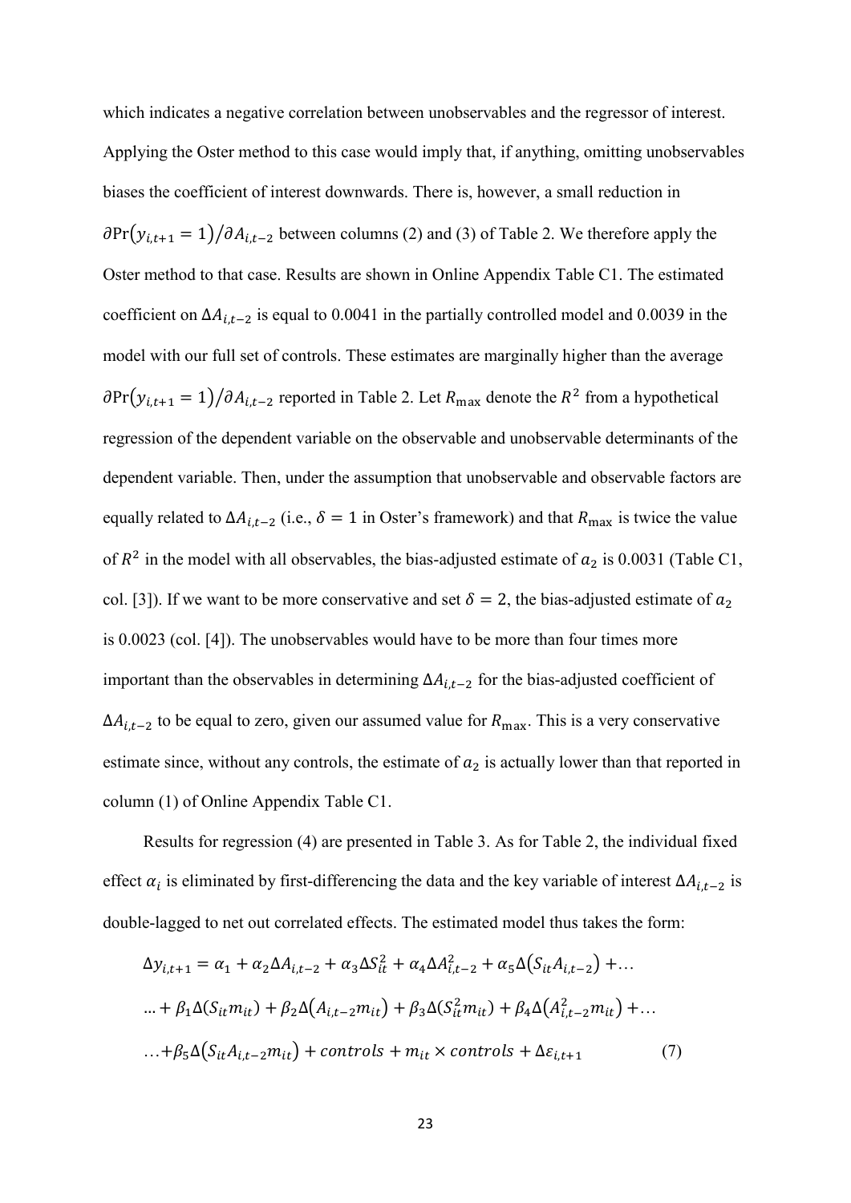which indicates a negative correlation between unobservables and the regressor of interest. Applying the Oster method to this case would imply that, if anything, omitting unobservables biases the coefficient of interest downwards. There is, however, a small reduction in $\partial \Pr(y_{i,t+1} = 1)/\partial A_{i,t-2}$ between columns (2) and (3) of Table 2. We therefore apply the Oster method to that case. Results are shown in Online Appendix Table C1. The estimated coefficient on $\Delta A_{i,t-2}$ is equal to 0.0041 in the partially controlled model and 0.0039 in the model with our full set of controls. These estimates are marginally higher than the average $\partial \Pr(y_{i,t+1} = 1)/\partial A_{i,t-2}$ reported in Table 2. Let $R_{\max}$ denote the $R^2$ from a hypothetical regression of the dependent variable on the observable and unobservable determinants of the dependent variable. Then, under the assumption that unobservable and observable factors are equally related to $\Delta A_{i,t-2}$ (i.e., $\delta = 1$ in Oster's framework) and that $R_{\max}$ is twice the value of $R^2$ in the model with all observables, the bias-adjusted estimate of $a_2$ is 0.0031 (Table C1, col. [3]). If we want to be more conservative and set $\delta = 2$, the bias-adjusted estimate of $a_2$ is 0.0023 (col. [4]). The unobservables would have to be more than four times more important than the observables in determining $\Delta A_{i,t-2}$ for the bias-adjusted coefficient of $\Delta A_{i,t-2}$ to be equal to zero, given our assumed value for $R_{\max}$. This is a very conservative estimate since, without any controls, the estimate of $a_2$ is actually lower than that reported in column (1) of Online Appendix Table C1.

Results for regression (4) are presented in Table 3. As for Table 2, the individual fixed effect $\alpha_i$ is eliminated by first-differencing the data and the key variable of interest $\Delta A_{i,t-2}$ is double-lagged to net out correlated effects. The estimated model thus takes the form:

$$
\begin{aligned}
&\Delta y_{i,t+1} = \alpha_1 + \alpha_2 \Delta A_{i,t-2} + \alpha_3 \Delta S_{it}^2 + \alpha_4 \Delta A_{i,t-2}^2 + \alpha_5 \Delta\left(S_{it} A_{i,t-2}\right) + \ldots \\
&\ldots + \beta_1 \Delta(S_{it} m_{it}) + \beta_2 \Delta\left(A_{i,t-2} m_{it}\right) + \beta_3 \Delta(S_{it}^2 m_{it}) + \beta_4 \Delta\left(A_{i,t-2}^2 m_{it}\right) + \ldots \\
&\ldots + \beta_5 \Delta\left(S_{it} A_{i,t-2} m_{it}\right) + controls + m_{it} \times controls + \Delta \varepsilon_{i,t+1} \qquad (7)
\end{aligned}
$$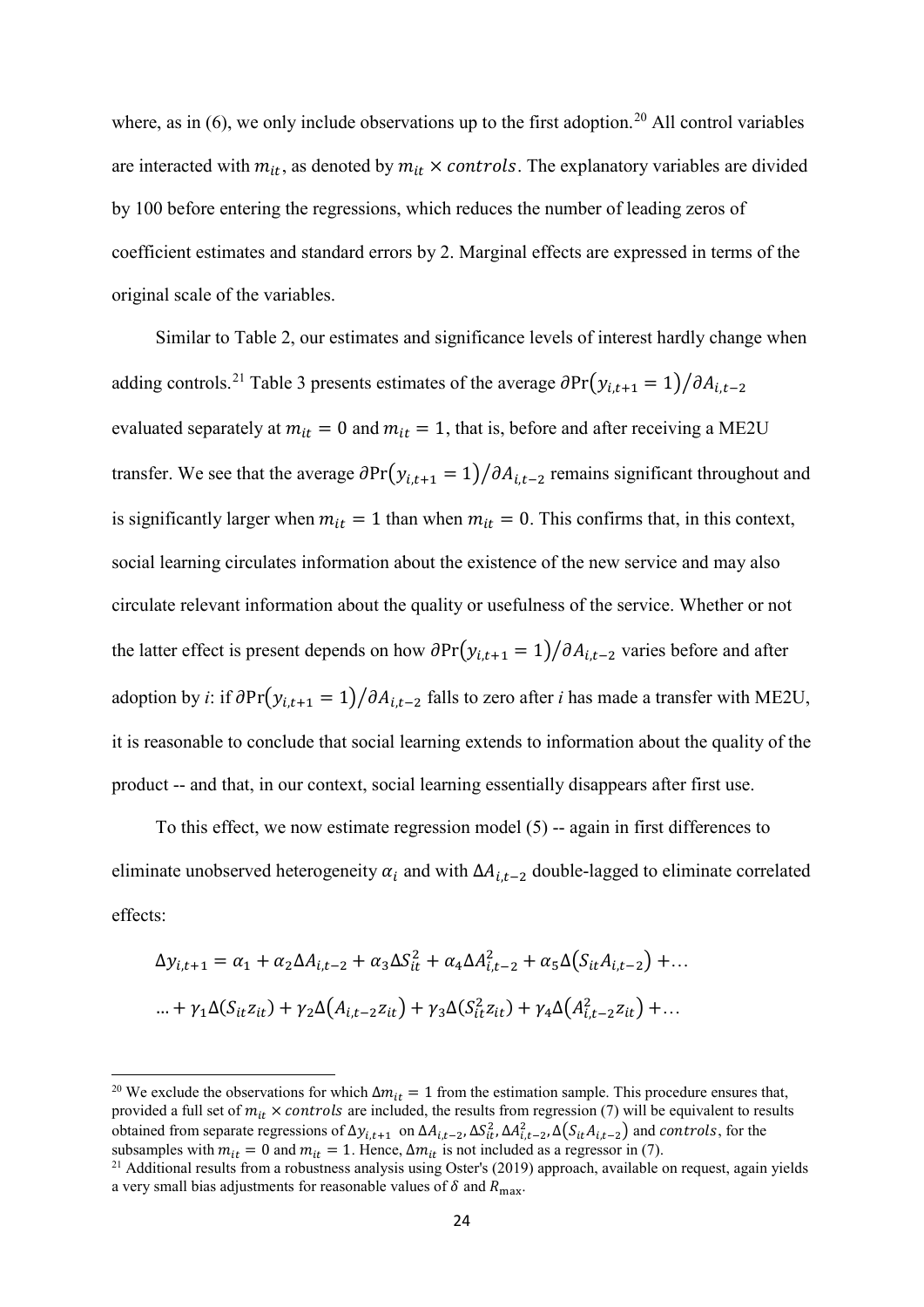where, as in (6), we only include observations up to the first adoption.[20] All control variables are interacted with $m_{it}$, as denoted by $m_{it} \times controls$. The explanatory variables are divided by 100 before entering the regressions, which reduces the number of leading zeros of coefficient estimates and standard errors by 2. Marginal effects are expressed in terms of the original scale of the variables.

Similar to Table 2, our estimates and significance levels of interest hardly change when adding controls.[21] Table 3 presents estimates of the average $\partial \Pr(y_{i,t+1} = 1)/\partial A_{i,t-2}$ evaluated separately at $m_{it} = 0$ and $m_{it} = 1$, that is, before and after receiving a ME2U transfer. We see that the average $\partial \Pr(y_{i,t+1} = 1)/\partial A_{i,t-2}$ remains significant throughout and is significantly larger when $m_{it} = 1$ than when $m_{it} = 0$. This confirms that, in this context, social learning circulates information about the existence of the new service and may also circulate relevant information about the quality or usefulness of the service. Whether or not the latter effect is present depends on how $\partial \Pr(y_{i,t+1} = 1)/\partial A_{i,t-2}$ varies before and after adoption by *i*: if $\partial \Pr(y_{i,t+1} = 1)/\partial A_{i,t-2}$ falls to zero after *i* has made a transfer with ME2U, it is reasonable to conclude that social learning extends to information about the quality of the product -- and that, in our context, social learning essentially disappears after first use.

To this effect, we now estimate regression model (5) -- again in first differences to eliminate unobserved heterogeneity $\alpha_i$ and with $\Delta A_{i,t-2}$ double-lagged to eliminate correlated effects:

$$\Delta y_{i,t+1} = \alpha_1 + \alpha_2 \Delta A_{i,t-2} + \alpha_3 \Delta S_{it}^2 + \alpha_4 \Delta A_{i,t-2}^2 + \alpha_5 \Delta(S_{it} A_{i,t-2}) + \ldots$$

$$\ldots + \gamma_1 \Delta(S_{it} z_{it}) + \gamma_2 \Delta(A_{i,t-2} z_{it}) + \gamma_3 \Delta(S_{it}^2 z_{it}) + \gamma_4 \Delta(A_{i,t-2}^2 z_{it}) + \ldots$$

---

[20] We exclude the observations for which $\Delta m_{it} = 1$ from the estimation sample. This procedure ensures that, provided a full set of $m_{it} \times controls$ are included, the results from regression (7) will be equivalent to results obtained from separate regressions of $\Delta y_{i,t+1}$ on $\Delta A_{i,t-2}$, $\Delta S_{it}^2$, $\Delta A_{i,t-2}^2$, $\Delta(S_{it} A_{i,t-2})$ and $controls$, for the subsamples with $m_{it} = 0$ and $m_{it} = 1$. Hence, $\Delta m_{it}$ is not included as a regressor in (7).

[21] Additional results from a robustness analysis using Oster's (2019) approach, available on request, again yields a very small bias adjustments for reasonable values of $\delta$ and $R_{\max}$.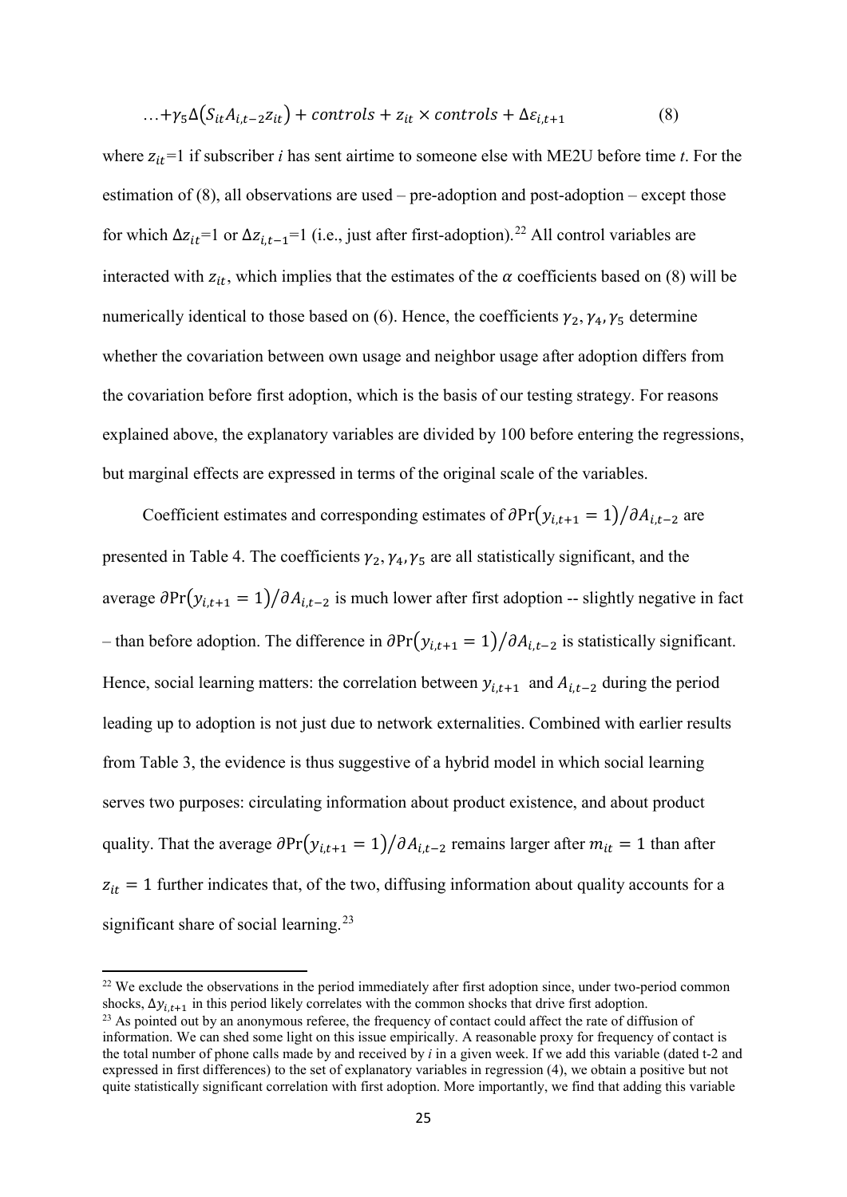$$\ldots + \gamma_5 \Delta\left(S_{it} A_{i,t-2} z_{it}\right) + controls + z_{it} \times controls + \Delta\varepsilon_{i,t+1} \tag{8}$$

where $z_{it}$=1 if subscriber *i* has sent airtime to someone else with ME2U before time *t*. For the estimation of (8), all observations are used – pre-adoption and post-adoption – except those for which $\Delta z_{it}$=1 or $\Delta z_{i,t-1}$=1 (i.e., just after first-adoption).[22] All control variables are interacted with $z_{it}$, which implies that the estimates of the $\alpha$ coefficients based on (8) will be numerically identical to those based on (6). Hence, the coefficients $\gamma_2, \gamma_4, \gamma_5$ determine whether the covariation between own usage and neighbor usage after adoption differs from the covariation before first adoption, which is the basis of our testing strategy. For reasons explained above, the explanatory variables are divided by 100 before entering the regressions, but marginal effects are expressed in terms of the original scale of the variables.

Coefficient estimates and corresponding estimates of $\partial \Pr(y_{i,t+1} = 1)/\partial A_{i,t-2}$ are presented in Table 4. The coefficients $\gamma_2, \gamma_4, \gamma_5$ are all statistically significant, and the average $\partial \Pr(y_{i,t+1} = 1)/\partial A_{i,t-2}$ is much lower after first adoption -- slightly negative in fact – than before adoption. The difference in $\partial \Pr(y_{i,t+1} = 1)/\partial A_{i,t-2}$ is statistically significant. Hence, social learning matters: the correlation between $y_{i,t+1}$ and $A_{i,t-2}$ during the period leading up to adoption is not just due to network externalities. Combined with earlier results from Table 3, the evidence is thus suggestive of a hybrid model in which social learning serves two purposes: circulating information about product existence, and about product quality. That the average $\partial \Pr(y_{i,t+1} = 1)/\partial A_{i,t-2}$ remains larger after $m_{it} = 1$ than after $z_{it} = 1$ further indicates that, of the two, diffusing information about quality accounts for a significant share of social learning.[23]

---

[22] We exclude the observations in the period immediately after first adoption since, under two-period common shocks, $\Delta y_{i,t+1}$ in this period likely correlates with the common shocks that drive first adoption.

[23] As pointed out by an anonymous referee, the frequency of contact could affect the rate of diffusion of information. We can shed some light on this issue empirically. A reasonable proxy for frequency of contact is the total number of phone calls made by and received by *i* in a given week. If we add this variable (dated t-2 and expressed in first differences) to the set of explanatory variables in regression (4), we obtain a positive but not quite statistically significant correlation with first adoption. More importantly, we find that adding this variable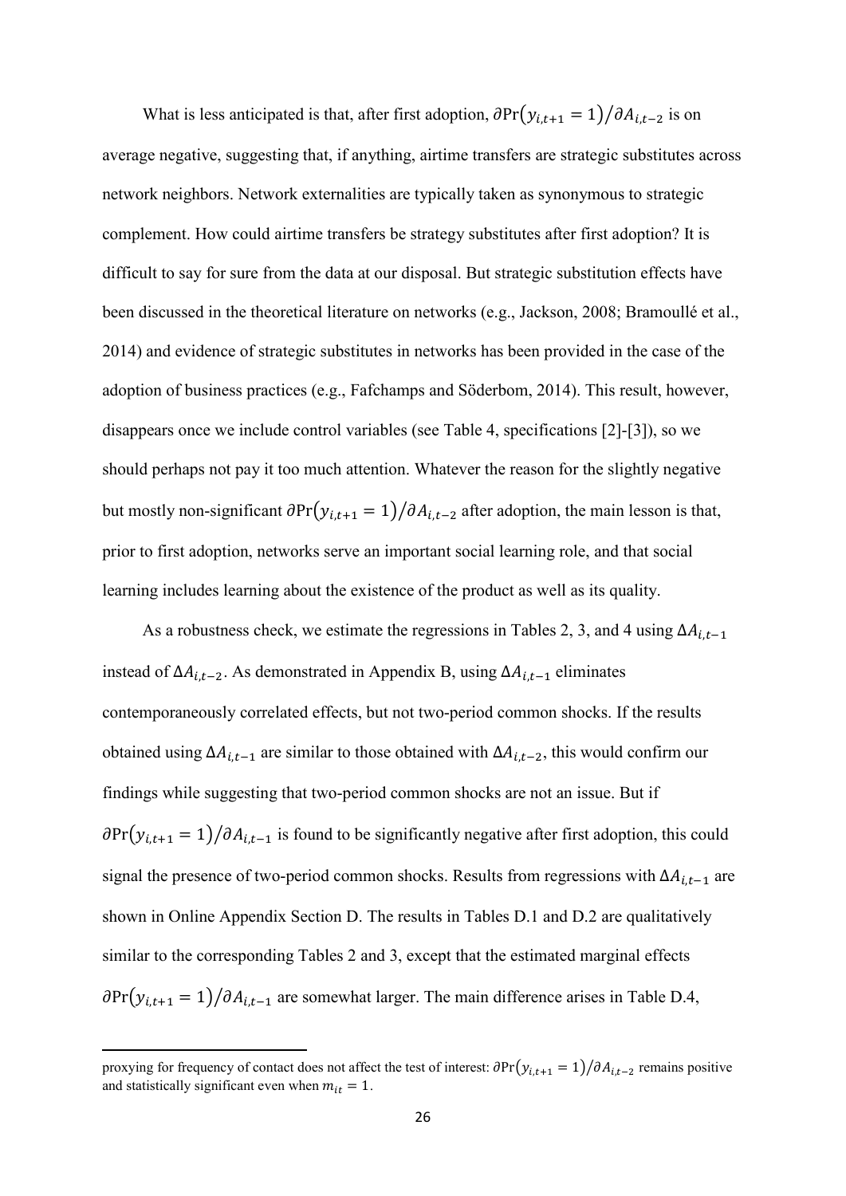What is less anticipated is that, after first adoption, $\partial \Pr(y_{i,t+1} = 1)/\partial A_{i,t-2}$ is on average negative, suggesting that, if anything, airtime transfers are strategic substitutes across network neighbors. Network externalities are typically taken as synonymous to strategic complement. How could airtime transfers be strategy substitutes after first adoption? It is difficult to say for sure from the data at our disposal. But strategic substitution effects have been discussed in the theoretical literature on networks (e.g., Jackson, 2008; Bramoullé et al., 2014) and evidence of strategic substitutes in networks has been provided in the case of the adoption of business practices (e.g., Fafchamps and Söderbom, 2014). This result, however, disappears once we include control variables (see Table 4, specifications [2]-[3]), so we should perhaps not pay it too much attention. Whatever the reason for the slightly negative but mostly non-significant $\partial \Pr(y_{i,t+1} = 1)/\partial A_{i,t-2}$ after adoption, the main lesson is that, prior to first adoption, networks serve an important social learning role, and that social learning includes learning about the existence of the product as well as its quality.

As a robustness check, we estimate the regressions in Tables 2, 3, and 4 using $\Delta A_{i,t-1}$ instead of $\Delta A_{i,t-2}$. As demonstrated in Appendix B, using $\Delta A_{i,t-1}$ eliminates contemporaneously correlated effects, but not two-period common shocks. If the results obtained using $\Delta A_{i,t-1}$ are similar to those obtained with $\Delta A_{i,t-2}$, this would confirm our findings while suggesting that two-period common shocks are not an issue. But if $\partial \Pr(y_{i,t+1} = 1)/\partial A_{i,t-1}$ is found to be significantly negative after first adoption, this could signal the presence of two-period common shocks. Results from regressions with $\Delta A_{i,t-1}$ are shown in Online Appendix Section D. The results in Tables D.1 and D.2 are qualitatively similar to the corresponding Tables 2 and 3, except that the estimated marginal effects $\partial \Pr(y_{i,t+1} = 1)/\partial A_{i,t-1}$ are somewhat larger. The main difference arises in Table D.4,

---

proxying for frequency of contact does not affect the test of interest: $\partial \Pr(y_{i,t+1} = 1)/\partial A_{i,t-2}$ remains positive and statistically significant even when $m_{it} = 1$.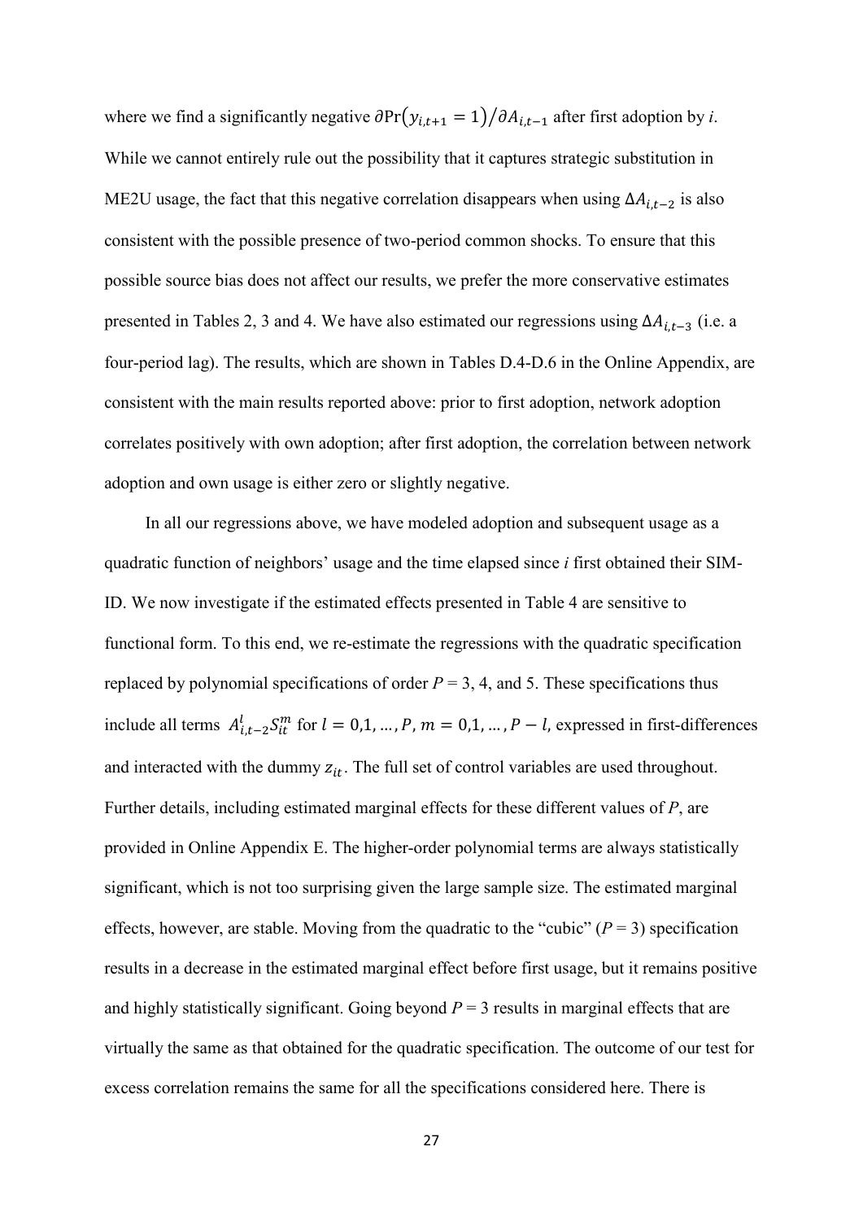where we find a significantly negative $\partial \Pr(y_{i,t+1} = 1)/\partial A_{i,t-1}$ after first adoption by *i*. While we cannot entirely rule out the possibility that it captures strategic substitution in ME2U usage, the fact that this negative correlation disappears when using $\Delta A_{i,t-2}$ is also consistent with the possible presence of two-period common shocks. To ensure that this possible source bias does not affect our results, we prefer the more conservative estimates presented in Tables 2, 3 and 4. We have also estimated our regressions using $\Delta A_{i,t-3}$ (i.e. a four-period lag). The results, which are shown in Tables D.4-D.6 in the Online Appendix, are consistent with the main results reported above: prior to first adoption, network adoption correlates positively with own adoption; after first adoption, the correlation between network adoption and own usage is either zero or slightly negative.

In all our regressions above, we have modeled adoption and subsequent usage as a quadratic function of neighbors' usage and the time elapsed since *i* first obtained their SIM-ID. We now investigate if the estimated effects presented in Table 4 are sensitive to functional form. To this end, we re-estimate the regressions with the quadratic specification replaced by polynomial specifications of order $P = 3$, 4, and 5. These specifications thus include all terms $A_{i,t-2}^{l} S_{it}^{m}$ for $l = 0,1,\ldots,P$, $m = 0,1,\ldots,P-l$, expressed in first-differences and interacted with the dummy $z_{it}$. The full set of control variables are used throughout. Further details, including estimated marginal effects for these different values of *P*, are provided in Online Appendix E. The higher-order polynomial terms are always statistically significant, which is not too surprising given the large sample size. The estimated marginal effects, however, are stable. Moving from the quadratic to the "cubic" ($P = 3$) specification results in a decrease in the estimated marginal effect before first usage, but it remains positive and highly statistically significant. Going beyond $P = 3$ results in marginal effects that are virtually the same as that obtained for the quadratic specification. The outcome of our test for excess correlation remains the same for all the specifications considered here. There is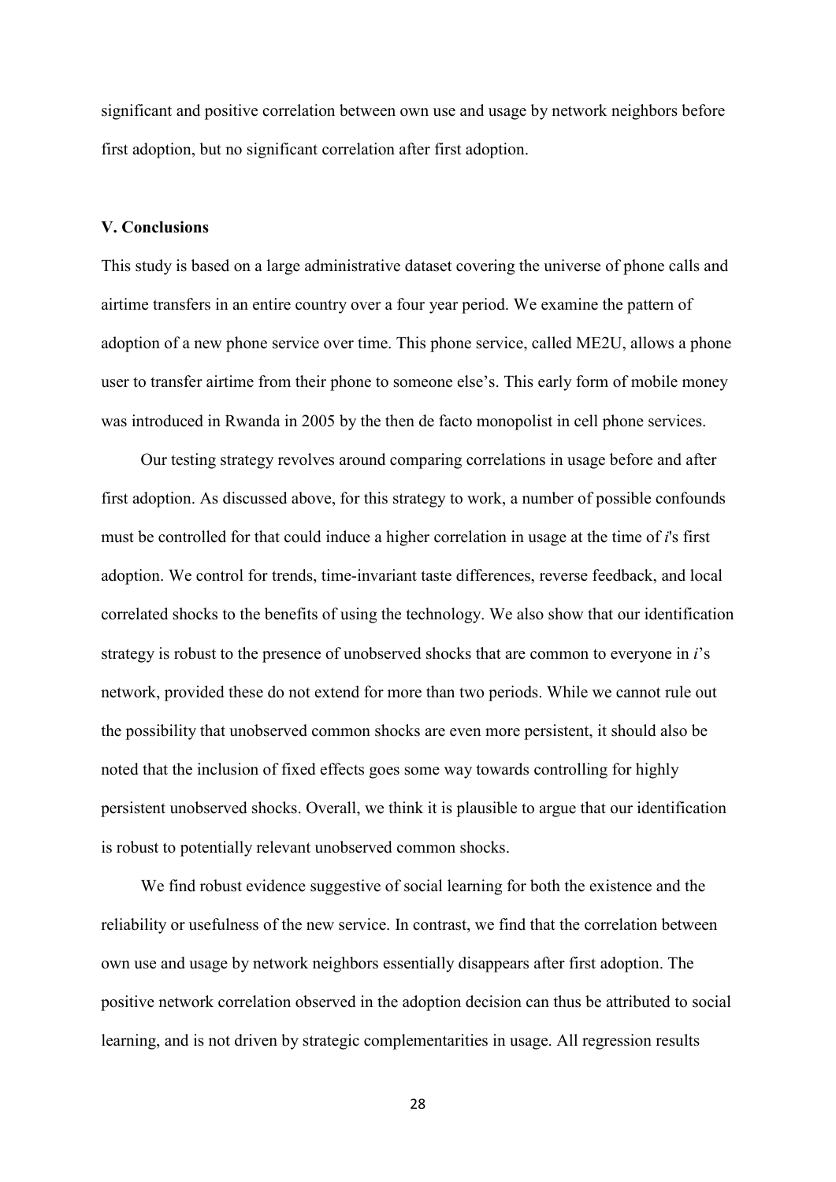significant and positive correlation between own use and usage by network neighbors before first adoption, but no significant correlation after first adoption.

### V. Conclusions

This study is based on a large administrative dataset covering the universe of phone calls and airtime transfers in an entire country over a four year period. We examine the pattern of adoption of a new phone service over time. This phone service, called ME2U, allows a phone user to transfer airtime from their phone to someone else's. This early form of mobile money was introduced in Rwanda in 2005 by the then de facto monopolist in cell phone services.

Our testing strategy revolves around comparing correlations in usage before and after first adoption. As discussed above, for this strategy to work, a number of possible confounds must be controlled for that could induce a higher correlation in usage at the time of *i*'s first adoption. We control for trends, time-invariant taste differences, reverse feedback, and local correlated shocks to the benefits of using the technology. We also show that our identification strategy is robust to the presence of unobserved shocks that are common to everyone in *i*'s network, provided these do not extend for more than two periods. While we cannot rule out the possibility that unobserved common shocks are even more persistent, it should also be noted that the inclusion of fixed effects goes some way towards controlling for highly persistent unobserved shocks. Overall, we think it is plausible to argue that our identification is robust to potentially relevant unobserved common shocks.

We find robust evidence suggestive of social learning for both the existence and the reliability or usefulness of the new service. In contrast, we find that the correlation between own use and usage by network neighbors essentially disappears after first adoption. The positive network correlation observed in the adoption decision can thus be attributed to social learning, and is not driven by strategic complementarities in usage. All regression results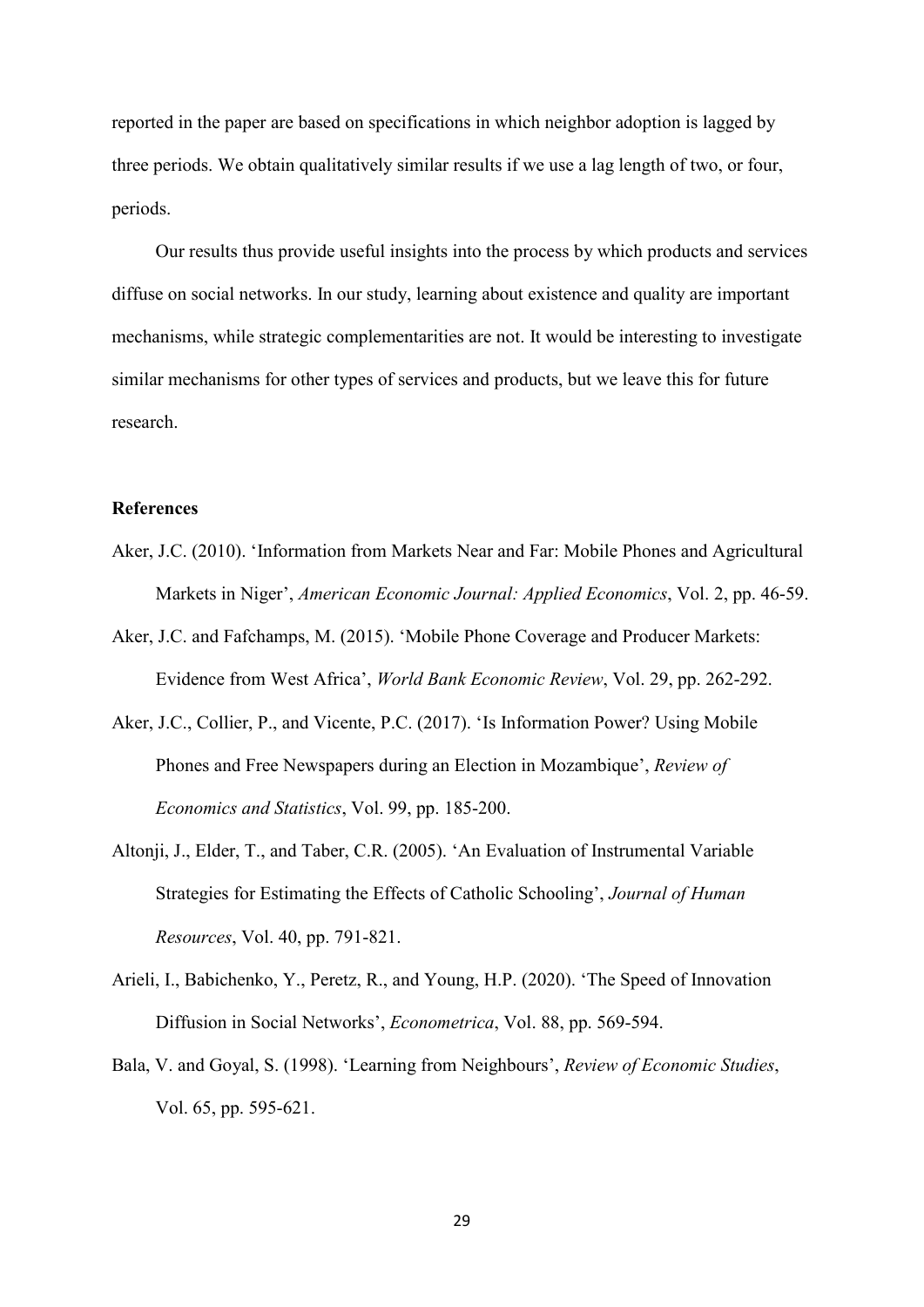reported in the paper are based on specifications in which neighbor adoption is lagged by three periods. We obtain qualitatively similar results if we use a lag length of two, or four, periods.

Our results thus provide useful insights into the process by which products and services diffuse on social networks. In our study, learning about existence and quality are important mechanisms, while strategic complementarities are not. It would be interesting to investigate similar mechanisms for other types of services and products, but we leave this for future research.

## References

Aker, J.C. (2010). 'Information from Markets Near and Far: Mobile Phones and Agricultural Markets in Niger', *American Economic Journal: Applied Economics*, Vol. 2, pp. 46-59.

Aker, J.C. and Fafchamps, M. (2015). 'Mobile Phone Coverage and Producer Markets: Evidence from West Africa', *World Bank Economic Review*, Vol. 29, pp. 262-292.

Aker, J.C., Collier, P., and Vicente, P.C. (2017). 'Is Information Power? Using Mobile Phones and Free Newspapers during an Election in Mozambique', *Review of Economics and Statistics*, Vol. 99, pp. 185-200.

Altonji, J., Elder, T., and Taber, C.R. (2005). 'An Evaluation of Instrumental Variable Strategies for Estimating the Effects of Catholic Schooling', *Journal of Human Resources*, Vol. 40, pp. 791-821.

Arieli, I., Babichenko, Y., Peretz, R., and Young, H.P. (2020). 'The Speed of Innovation Diffusion in Social Networks', *Econometrica*, Vol. 88, pp. 569-594.

Bala, V. and Goyal, S. (1998). 'Learning from Neighbours', *Review of Economic Studies*, Vol. 65, pp. 595-621.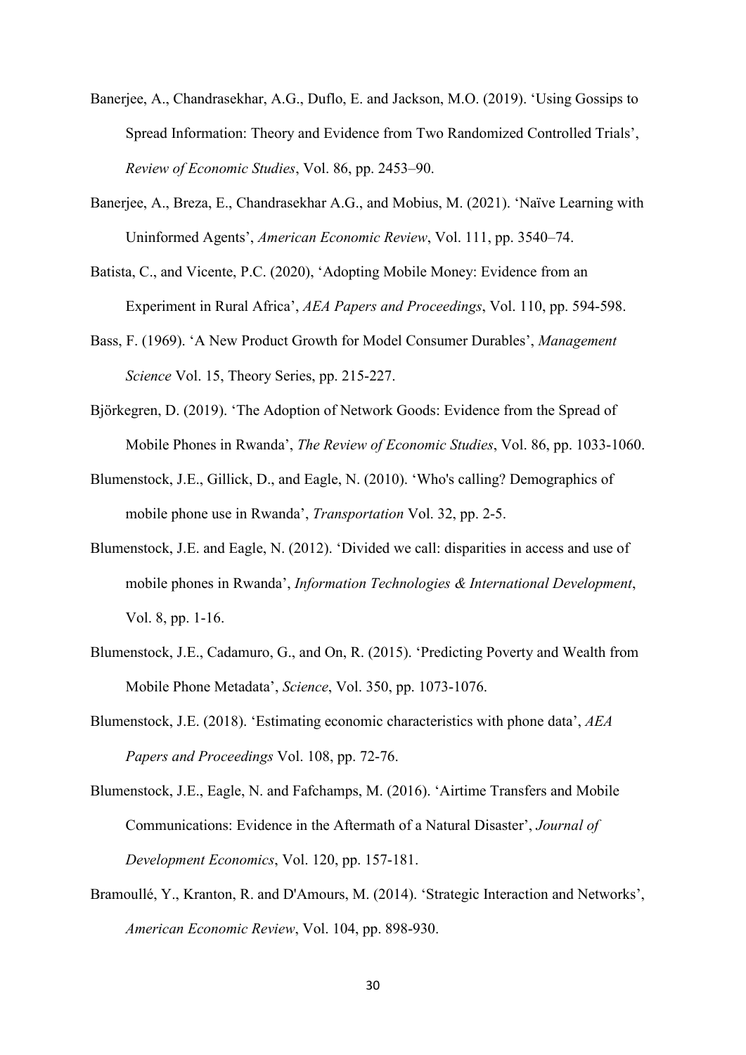Banerjee, A., Chandrasekhar, A.G., Duflo, E. and Jackson, M.O. (2019). 'Using Gossips to Spread Information: Theory and Evidence from Two Randomized Controlled Trials', *Review of Economic Studies*, Vol. 86, pp. 2453–90.

Banerjee, A., Breza, E., Chandrasekhar A.G., and Mobius, M. (2021). 'Naïve Learning with Uninformed Agents', *American Economic Review*, Vol. 111, pp. 3540–74.

Batista, C., and Vicente, P.C. (2020), 'Adopting Mobile Money: Evidence from an Experiment in Rural Africa', *AEA Papers and Proceedings*, Vol. 110, pp. 594-598.

Bass, F. (1969). 'A New Product Growth for Model Consumer Durables', *Management Science* Vol. 15, Theory Series, pp. 215-227.

Björkegren, D. (2019). 'The Adoption of Network Goods: Evidence from the Spread of Mobile Phones in Rwanda', *The Review of Economic Studies*, Vol. 86, pp. 1033-1060.

Blumenstock, J.E., Gillick, D., and Eagle, N. (2010). 'Who's calling? Demographics of mobile phone use in Rwanda', *Transportation* Vol. 32, pp. 2-5.

Blumenstock, J.E. and Eagle, N. (2012). 'Divided we call: disparities in access and use of mobile phones in Rwanda', *Information Technologies & International Development*, Vol. 8, pp. 1-16.

Blumenstock, J.E., Cadamuro, G., and On, R. (2015). 'Predicting Poverty and Wealth from Mobile Phone Metadata', *Science*, Vol. 350, pp. 1073-1076.

Blumenstock, J.E. (2018). 'Estimating economic characteristics with phone data', *AEA Papers and Proceedings* Vol. 108, pp. 72-76.

Blumenstock, J.E., Eagle, N. and Fafchamps, M. (2016). 'Airtime Transfers and Mobile Communications: Evidence in the Aftermath of a Natural Disaster', *Journal of Development Economics*, Vol. 120, pp. 157-181.

Bramoullé, Y., Kranton, R. and D'Amours, M. (2014). 'Strategic Interaction and Networks', *American Economic Review*, Vol. 104, pp. 898-930.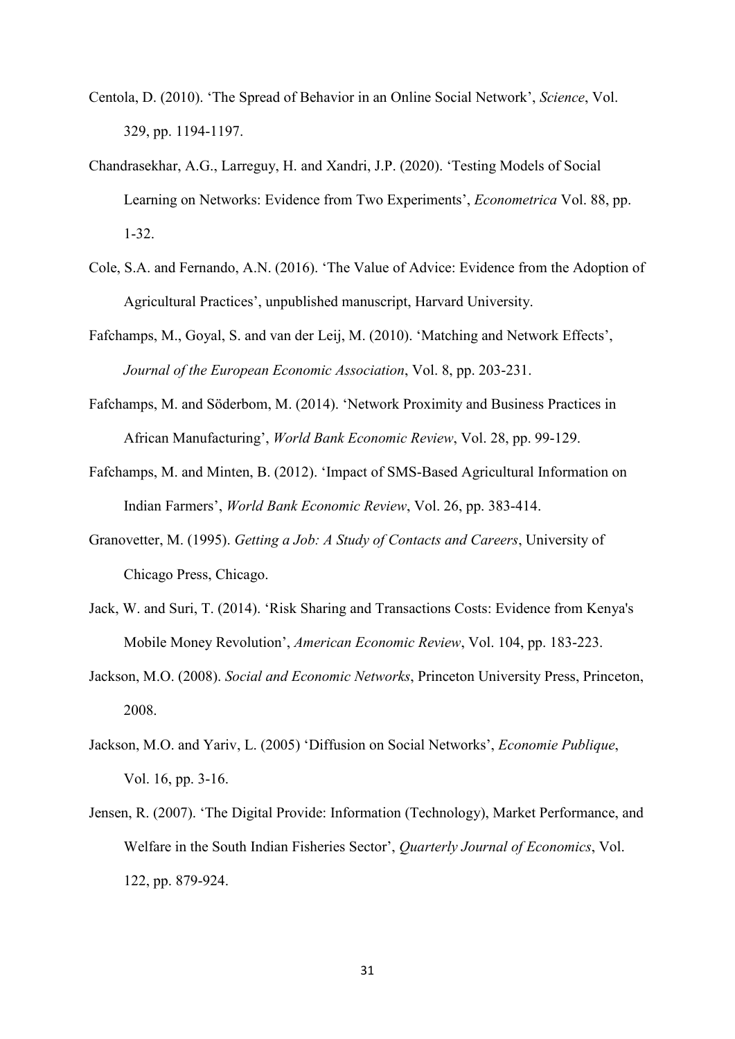Centola, D. (2010). 'The Spread of Behavior in an Online Social Network', *Science*, Vol. 329, pp. 1194-1197.

Chandrasekhar, A.G., Larreguy, H. and Xandri, J.P. (2020). 'Testing Models of Social Learning on Networks: Evidence from Two Experiments', *Econometrica* Vol. 88, pp. 1-32.

Cole, S.A. and Fernando, A.N. (2016). 'The Value of Advice: Evidence from the Adoption of Agricultural Practices', unpublished manuscript, Harvard University.

Fafchamps, M., Goyal, S. and van der Leij, M. (2010). 'Matching and Network Effects', *Journal of the European Economic Association*, Vol. 8, pp. 203-231.

Fafchamps, M. and Söderbom, M. (2014). 'Network Proximity and Business Practices in African Manufacturing', *World Bank Economic Review*, Vol. 28, pp. 99-129.

Fafchamps, M. and Minten, B. (2012). 'Impact of SMS-Based Agricultural Information on Indian Farmers', *World Bank Economic Review*, Vol. 26, pp. 383-414.

Granovetter, M. (1995). *Getting a Job: A Study of Contacts and Careers*, University of Chicago Press, Chicago.

Jack, W. and Suri, T. (2014). 'Risk Sharing and Transactions Costs: Evidence from Kenya's Mobile Money Revolution', *American Economic Review*, Vol. 104, pp. 183-223.

Jackson, M.O. (2008). *Social and Economic Networks*, Princeton University Press, Princeton, 2008.

Jackson, M.O. and Yariv, L. (2005) 'Diffusion on Social Networks', *Economie Publique*, Vol. 16, pp. 3-16.

Jensen, R. (2007). 'The Digital Provide: Information (Technology), Market Performance, and Welfare in the South Indian Fisheries Sector', *Quarterly Journal of Economics*, Vol. 122, pp. 879-924.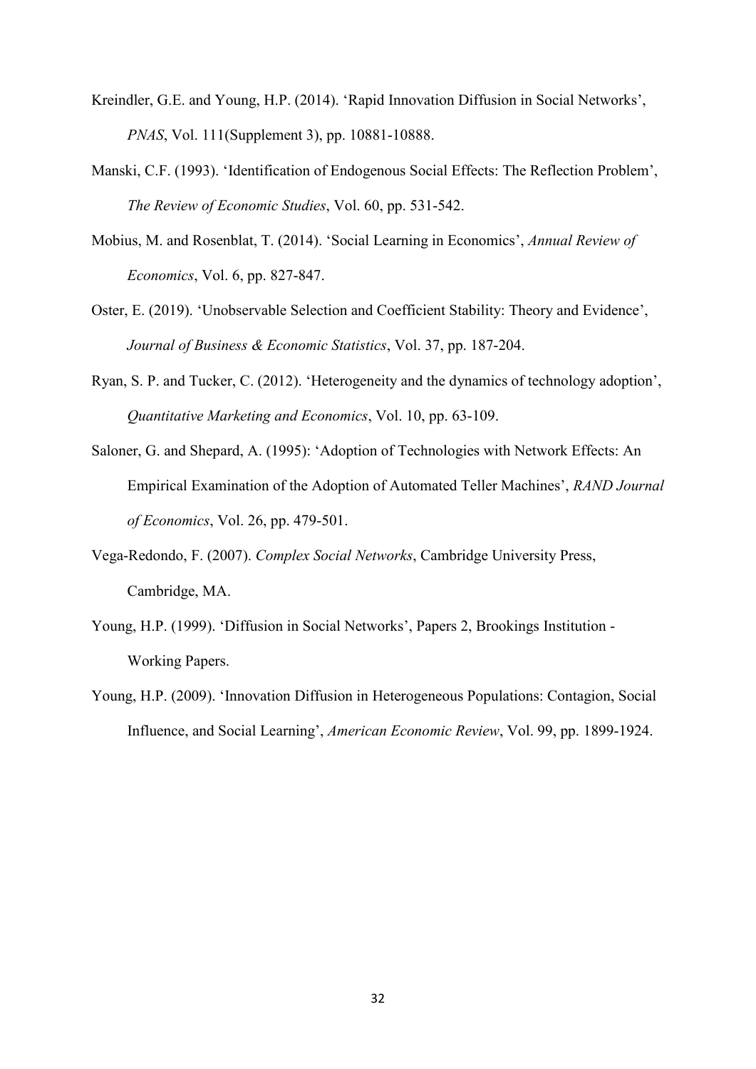Kreindler, G.E. and Young, H.P. (2014). 'Rapid Innovation Diffusion in Social Networks', *PNAS*, Vol. 111(Supplement 3), pp. 10881-10888.

Manski, C.F. (1993). 'Identification of Endogenous Social Effects: The Reflection Problem', *The Review of Economic Studies*, Vol. 60, pp. 531-542.

Mobius, M. and Rosenblat, T. (2014). 'Social Learning in Economics', *Annual Review of Economics*, Vol. 6, pp. 827-847.

Oster, E. (2019). 'Unobservable Selection and Coefficient Stability: Theory and Evidence', *Journal of Business & Economic Statistics*, Vol. 37, pp. 187-204.

Ryan, S. P. and Tucker, C. (2012). 'Heterogeneity and the dynamics of technology adoption', *Quantitative Marketing and Economics*, Vol. 10, pp. 63-109.

Saloner, G. and Shepard, A. (1995): 'Adoption of Technologies with Network Effects: An Empirical Examination of the Adoption of Automated Teller Machines', *RAND Journal of Economics*, Vol. 26, pp. 479-501.

Vega-Redondo, F. (2007). *Complex Social Networks*, Cambridge University Press, Cambridge, MA.

Young, H.P. (1999). 'Diffusion in Social Networks', Papers 2, Brookings Institution - Working Papers.

Young, H.P. (2009). 'Innovation Diffusion in Heterogeneous Populations: Contagion, Social Influence, and Social Learning', *American Economic Review*, Vol. 99, pp. 1899-1924.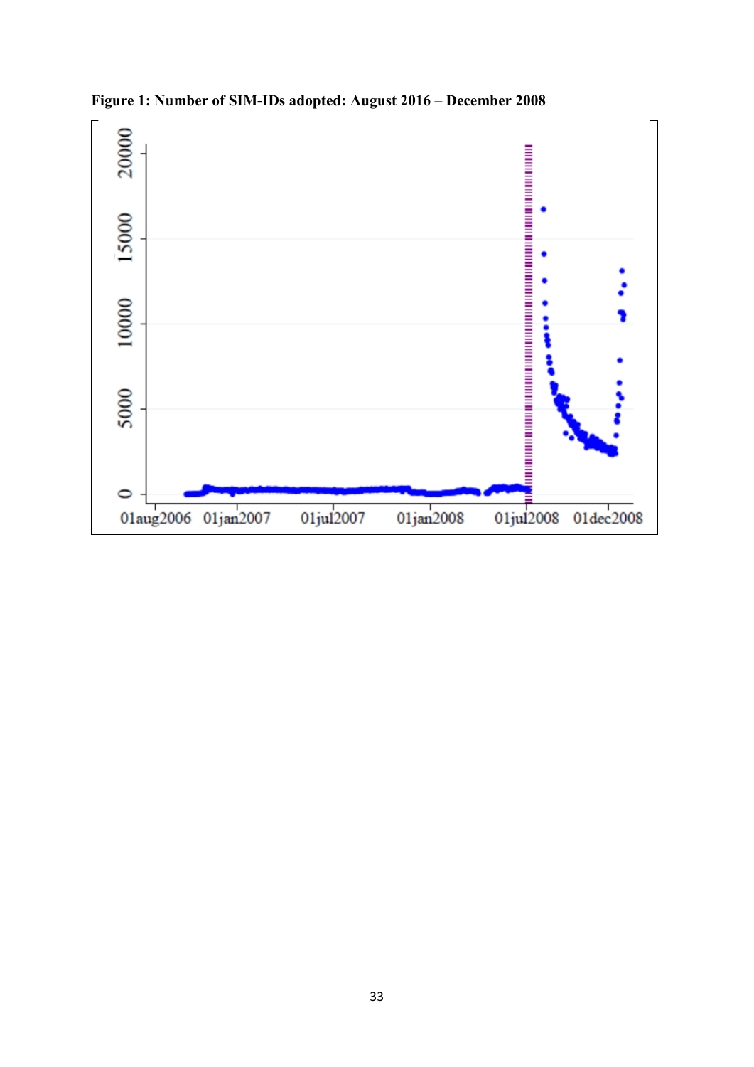**Figure 1: Number of SIM-IDs adopted: August 2016 – December 2008**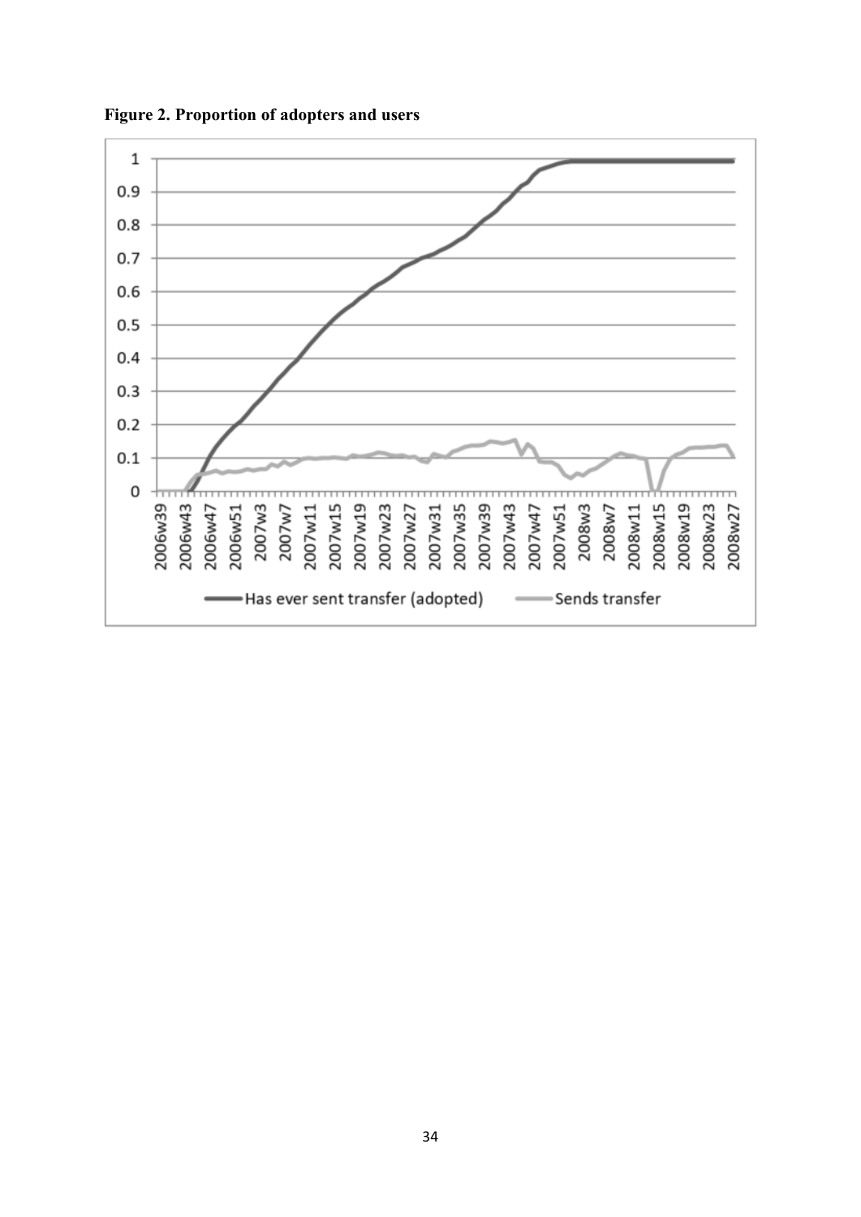**Figure 2. Proportion of adopters and users**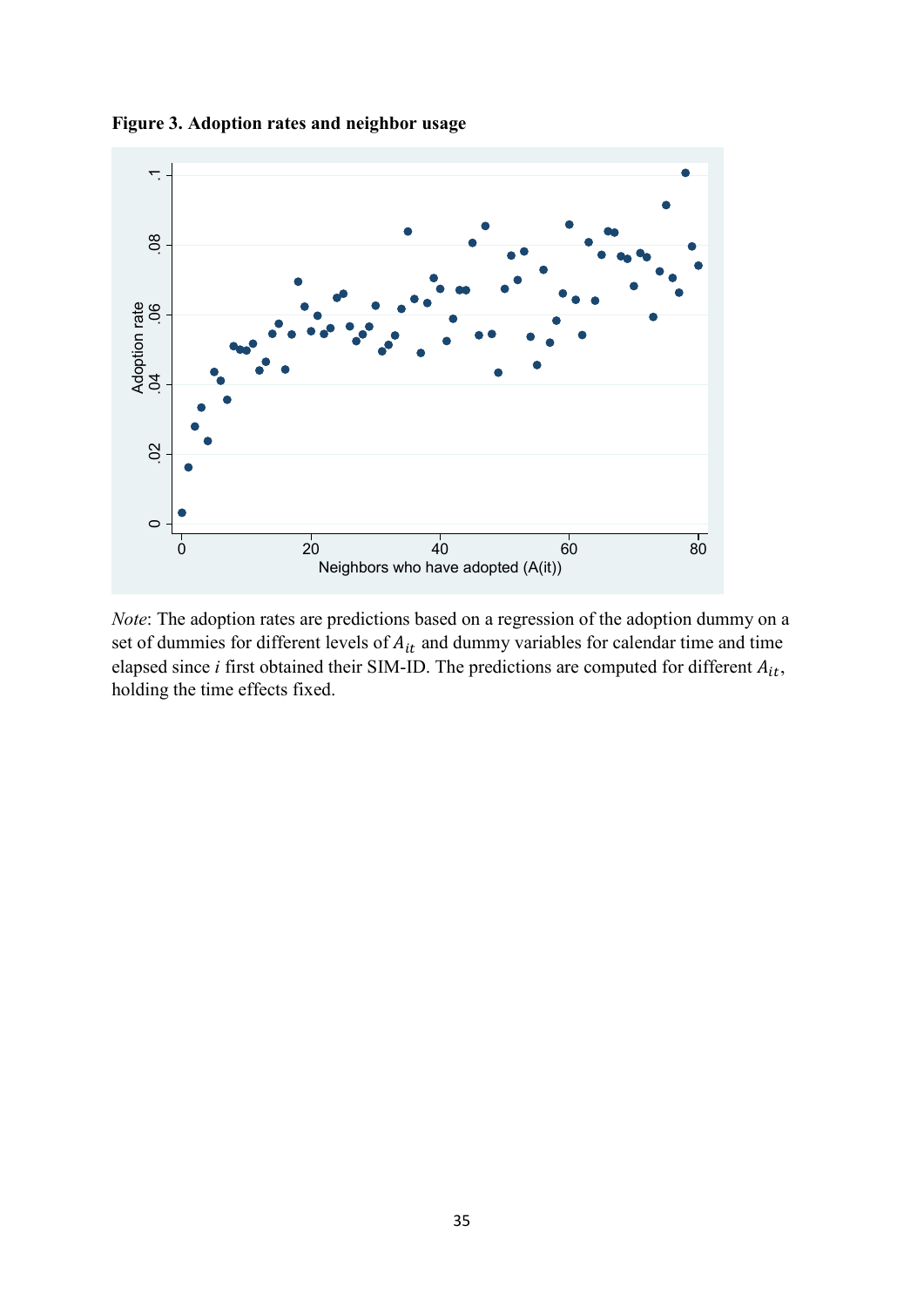**Figure 3. Adoption rates and neighbor usage**

*Note*: The adoption rates are predictions based on a regression of the adoption dummy on a set of dummies for different levels of $A_{it}$ and dummy variables for calendar time and time elapsed since *i* first obtained their SIM-ID. The predictions are computed for different $A_{it}$, holding the time effects fixed.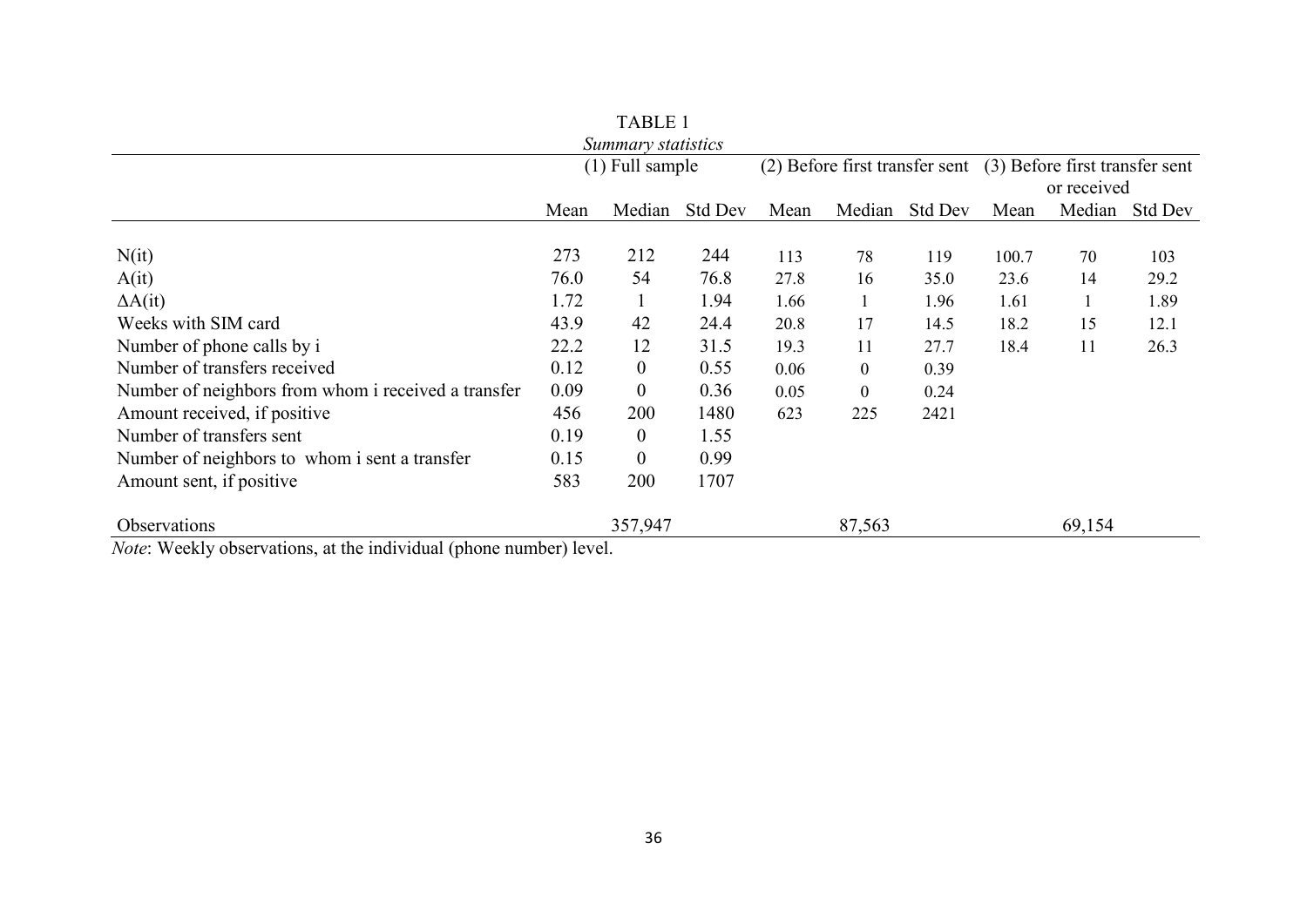TABLE 1

*Summary statistics*

| | (1) Full sample | | | (2) Before first transfer sent | | | (3) Before first transfer sent or received | | |
|---|---|---|---|---|---|---|---|---|---|
| | Mean | Median | Std Dev | Mean | Median | Std Dev | Mean | Median | Std Dev |
| N(it) | 273 | 212 | 244 | 113 | 78 | 119 | 100.7 | 70 | 103 |
| A(it) | 76.0 | 54 | 76.8 | 27.8 | 16 | 35.0 | 23.6 | 14 | 29.2 |
| ΔA(it) | 1.72 | 1 | 1.94 | 1.66 | 1 | 1.96 | 1.61 | 1 | 1.89 |
| Weeks with SIM card | 43.9 | 42 | 24.4 | 20.8 | 17 | 14.5 | 18.2 | 15 | 12.1 |
| Number of phone calls by i | 22.2 | 12 | 31.5 | 19.3 | 11 | 27.7 | 18.4 | 11 | 26.3 |
| Number of transfers received | 0.12 | 0 | 0.55 | 0.06 | 0 | 0.39 | | | |
| Number of neighbors from whom i received a transfer | 0.09 | 0 | 0.36 | 0.05 | 0 | 0.24 | | | |
| Amount received, if positive | 456 | 200 | 1480 | 623 | 225 | 2421 | | | |
| Number of transfers sent | 0.19 | 0 | 1.55 | | | | | | |
| Number of neighbors to whom i sent a transfer | 0.15 | 0 | 0.99 | | | | | | |
| Amount sent, if positive | 583 | 200 | 1707 | | | | | | |
| Observations | | 357,947 | | | 87,563 | | | 69,154 | |

*Note*: Weekly observations, at the individual (phone number) level.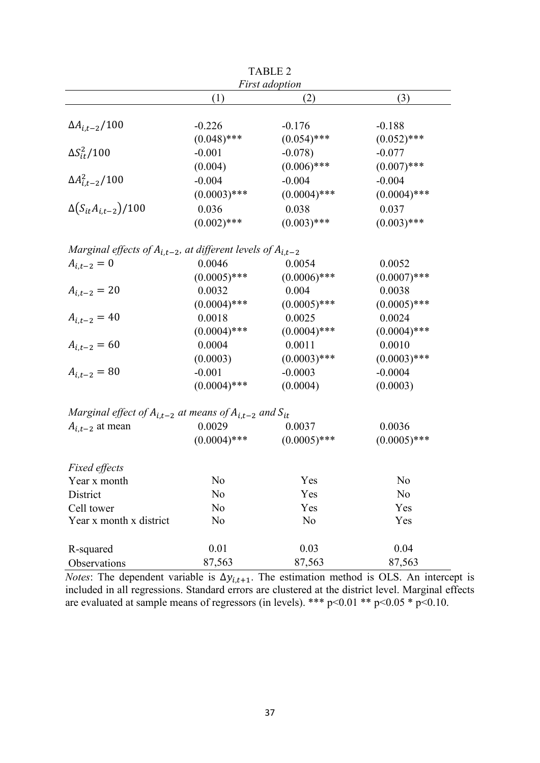TABLE 2

*First adoption*

| | (1) | (2) | (3) |
|---|---|---|---|
| $\Delta A_{i,t-2}/100$ | -0.226 | -0.176 | -0.188 |
| | (0.048)*** | (0.054)*** | (0.052)*** |
| $\Delta S_{it}^2/100$ | -0.001 | -0.078) | -0.077 |
| | (0.004) | (0.006)*** | (0.007)*** |
| $\Delta A_{i,t-2}^2/100$ | -0.004 | -0.004 | -0.004 |
| | (0.0003)*** | (0.0004)*** | (0.0004)*** |
| $\Delta(S_{it}A_{i,t-2})/100$ | 0.036 | 0.038 | 0.037 |
| | (0.002)*** | (0.003)*** | (0.003)*** |
| *Marginal effects of $A_{i,t-2}$, at different levels of $A_{i,t-2}$* | | | |
| $A_{i,t-2} = 0$ | 0.0046 | 0.0054 | 0.0052 |
| | (0.0005)*** | (0.0006)*** | (0.0007)*** |
| $A_{i,t-2} = 20$ | 0.0032 | 0.004 | 0.0038 |
| | (0.0004)*** | (0.0005)*** | (0.0005)*** |
| $A_{i,t-2} = 40$ | 0.0018 | 0.0025 | 0.0024 |
| | (0.0004)*** | (0.0004)*** | (0.0004)*** |
| $A_{i,t-2} = 60$ | 0.0004 | 0.0011 | 0.0010 |
| | (0.0003) | (0.0003)*** | (0.0003)*** |
| $A_{i,t-2} = 80$ | -0.001 | -0.0003 | -0.0004 |
| | (0.0004)*** | (0.0004) | (0.0003) |
| *Marginal effect of $A_{i,t-2}$ at means of $A_{i,t-2}$ and $S_{it}$* | | | |
| $A_{i,t-2}$ at mean | 0.0029 | 0.0037 | 0.0036 |
| | (0.0004)*** | (0.0005)*** | (0.0005)*** |
| *Fixed effects* | | | |
| Year x month | No | Yes | No |
| District | No | Yes | No |
| Cell tower | No | Yes | Yes |
| Year x month x district | No | No | Yes |
| R-squared | 0.01 | 0.03 | 0.04 |
| Observations | 87,563 | 87,563 | 87,563 |

*Notes*: The dependent variable is $\Delta y_{i,t+1}$. The estimation method is OLS. An intercept is included in all regressions. Standard errors are clustered at the district level. Marginal effects are evaluated at sample means of regressors (in levels). *** p<0.01 ** p<0.05 * p<0.10.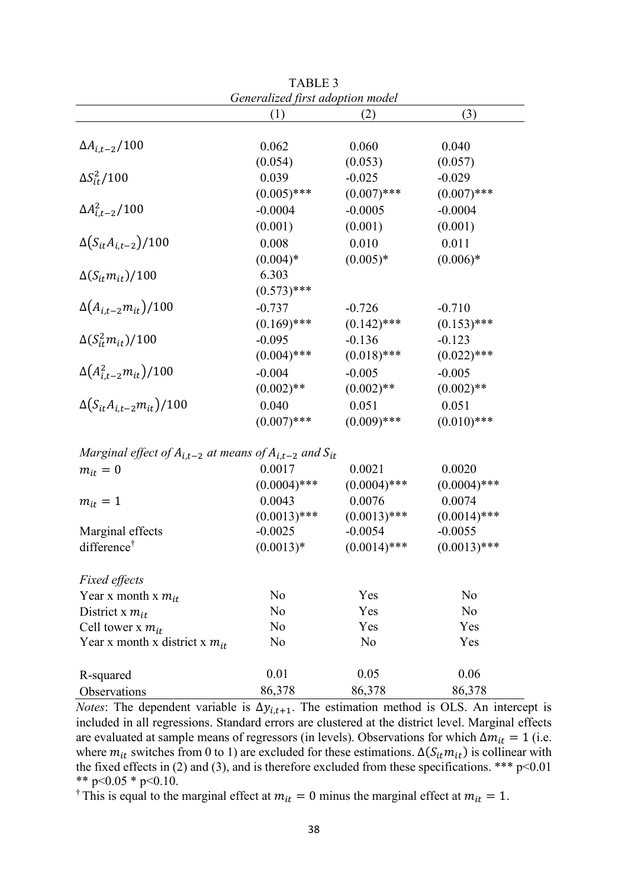TABLE 3

*Generalized first adoption model*

| | (1) | (2) | (3) |
|---|---|---|---|
| $\Delta A_{i,t-2}/100$ | 0.062 | 0.060 | 0.040 |
| | (0.054) | (0.053) | (0.057) |
| $\Delta S_{it}^2/100$ | 0.039 | -0.025 | -0.029 |
| | (0.005)*** | (0.007)*** | (0.007)*** |
| $\Delta A_{i,t-2}^2/100$ | -0.0004 | -0.0005 | -0.0004 |
| | (0.001) | (0.001) | (0.001) |
| $\Delta(S_{it}A_{i,t-2})/100$ | 0.008 | 0.010 | 0.011 |
| | (0.004)* | (0.005)* | (0.006)* |
| $\Delta(S_{it}m_{it})/100$ | 6.303 | | |
| | (0.573)*** | | |
| $\Delta(A_{i,t-2}m_{it})/100$ | -0.737 | -0.726 | -0.710 |
| | (0.169)*** | (0.142)*** | (0.153)*** |
| $\Delta(S_{it}^2 m_{it})/100$ | -0.095 | -0.136 | -0.123 |
| | (0.004)*** | (0.018)*** | (0.022)*** |
| $\Delta(A_{i,t-2}^2 m_{it})/100$ | -0.004 | -0.005 | -0.005 |
| | (0.002)** | (0.002)** | (0.002)** |
| $\Delta(S_{it}A_{i,t-2}m_{it})/100$ | 0.040 | 0.051 | 0.051 |
| | (0.007)*** | (0.009)*** | (0.010)*** |
| *Marginal effect of $A_{i,t-2}$ at means of $A_{i,t-2}$ and $S_{it}$* | | | |
| $m_{it} = 0$ | 0.0017 | 0.0021 | 0.0020 |
| | (0.0004)*** | (0.0004)*** | (0.0004)*** |
| $m_{it} = 1$ | 0.0043 | 0.0076 | 0.0074 |
| | (0.0013)*** | (0.0013)*** | (0.0014)*** |
| Marginal effects difference[†] | -0.0025 | -0.0054 | -0.0055 |
| | (0.0013)* | (0.0014)*** | (0.0013)*** |
| *Fixed effects* | | | |
| Year x month x $m_{it}$ | No | Yes | No |
| District x $m_{it}$ | No | Yes | No |
| Cell tower x $m_{it}$ | No | Yes | Yes |
| Year x month x district x $m_{it}$ | No | No | Yes |
| R-squared | 0.01 | 0.05 | 0.06 |
| Observations | 86,378 | 86,378 | 86,378 |

*Notes*: The dependent variable is $\Delta y_{i,t+1}$. The estimation method is OLS. An intercept is included in all regressions. Standard errors are clustered at the district level. Marginal effects are evaluated at sample means of regressors (in levels). Observations for which $\Delta m_{it} = 1$ (i.e. where $m_{it}$ switches from 0 to 1) are excluded for these estimations. $\Delta(S_{it}m_{it})$ is collinear with the fixed effects in (2) and (3), and is therefore excluded from these specifications. *** p<0.01 ** p<0.05 * p<0.10.

[†] This is equal to the marginal effect at $m_{it} = 0$ minus the marginal effect at $m_{it} = 1$.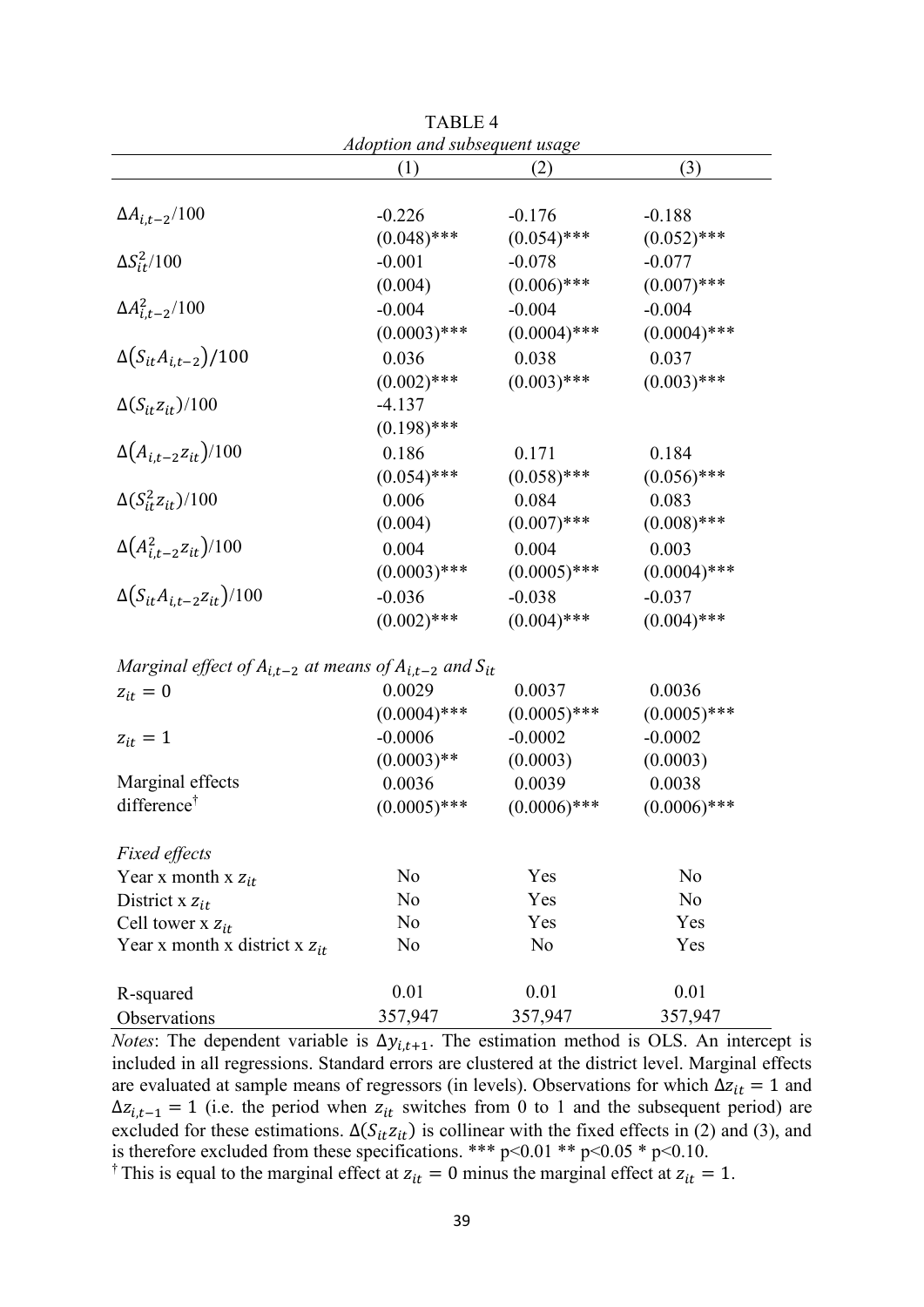TABLE 4

*Adoption and subsequent usage*

| | (1) | (2) | (3) |
|---|---|---|---|
| $\Delta A_{i,t-2}/100$ | -0.226 | -0.176 | -0.188 |
| | (0.048)*** | (0.054)*** | (0.052)*** |
| $\Delta S_{it}^2/100$ | -0.001 | -0.078 | -0.077 |
| | (0.004) | (0.006)*** | (0.007)*** |
| $\Delta A_{i,t-2}^2/100$ | -0.004 | -0.004 | -0.004 |
| | (0.0003)*** | (0.0004)*** | (0.0004)*** |
| $\Delta(S_{it}A_{i,t-2})/100$ | 0.036 | 0.038 | 0.037 |
| | (0.002)*** | (0.003)*** | (0.003)*** |
| $\Delta(S_{it}z_{it})/100$ | -4.137 | | |
| | (0.198)*** | | |
| $\Delta(A_{i,t-2}z_{it})/100$ | 0.186 | 0.171 | 0.184 |
| | (0.054)*** | (0.058)*** | (0.056)*** |
| $\Delta(S_{it}^2 z_{it})/100$ | 0.006 | 0.084 | 0.083 |
| | (0.004) | (0.007)*** | (0.008)*** |
| $\Delta(A_{i,t-2}^2 z_{it})/100$ | 0.004 | 0.004 | 0.003 |
| | (0.0003)*** | (0.0005)*** | (0.0004)*** |
| $\Delta(S_{it}A_{i,t-2}z_{it})/100$ | -0.036 | -0.038 | -0.037 |
| | (0.002)*** | (0.004)*** | (0.004)*** |
| *Marginal effect of $A_{i,t-2}$ at means of $A_{i,t-2}$ and $S_{it}$* | | | |
| $z_{it} = 0$ | 0.0029 | 0.0037 | 0.0036 |
| | (0.0004)*** | (0.0005)*** | (0.0005)*** |
| $z_{it} = 1$ | -0.0006 | -0.0002 | -0.0002 |
| | (0.0003)** | (0.0003) | (0.0003) |
| Marginal effects difference[†] | 0.0036 | 0.0039 | 0.0038 |
| | (0.0005)*** | (0.0006)*** | (0.0006)*** |
| *Fixed effects* | | | |
| Year x month x $z_{it}$ | No | Yes | No |
| District x $z_{it}$ | No | Yes | No |
| Cell tower x $z_{it}$ | No | Yes | Yes |
| Year x month x district x $z_{it}$ | No | No | Yes |
| R-squared | 0.01 | 0.01 | 0.01 |
| Observations | 357,947 | 357,947 | 357,947 |

*Notes*: The dependent variable is $\Delta y_{i,t+1}$. The estimation method is OLS. An intercept is included in all regressions. Standard errors are clustered at the district level. Marginal effects are evaluated at sample means of regressors (in levels). Observations for which $\Delta z_{it} = 1$ and $\Delta z_{i,t-1} = 1$ (i.e. the period when $z_{it}$ switches from 0 to 1 and the subsequent period) are excluded for these estimations. $\Delta(S_{it}z_{it})$ is collinear with the fixed effects in (2) and (3), and is therefore excluded from these specifications. *** p<0.01 ** p<0.05 * p<0.10.

[†] This is equal to the marginal effect at $z_{it} = 0$ minus the marginal effect at $z_{it} = 1$.